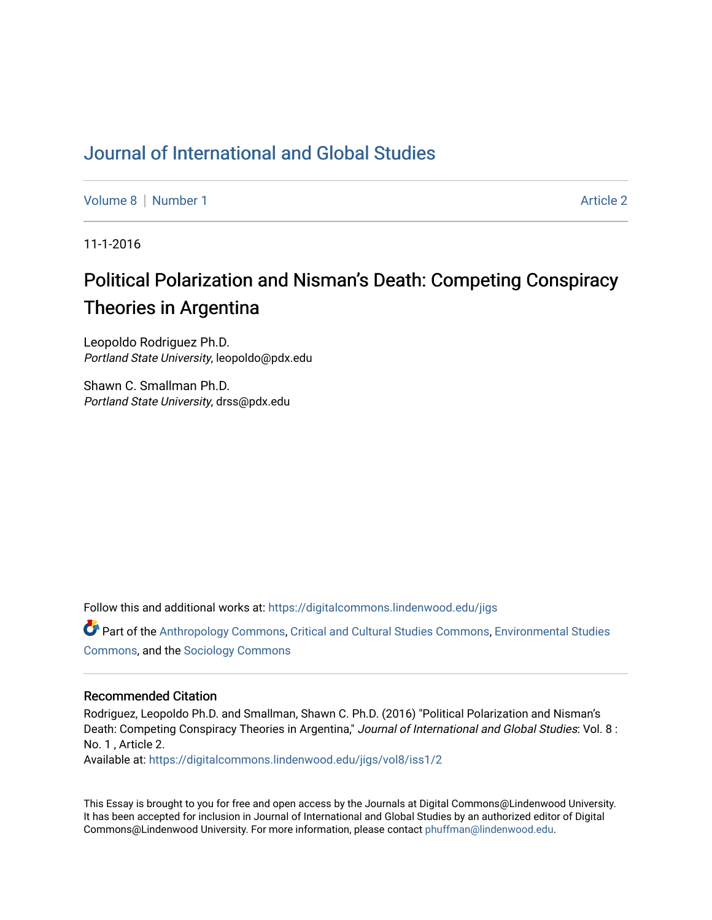# Journal of International and Global Studies

Volume 8 | Number 1 Article 2

11-1-2016

## Political Polarization and Nisman's Death: Competing Conspiracy Theories in Argentina

Leopoldo Rodriguez Ph.D.
*Portland State University*, leopoldo@pdx.edu

Shawn C. Smallman Ph.D.
*Portland State University*, drss@pdx.edu

Follow this and additional works at: https://digitalcommons.lindenwood.edu/jigs

Part of the Anthropology Commons, Critical and Cultural Studies Commons, Environmental Studies Commons, and the Sociology Commons

### Recommended Citation

Rodriguez, Leopoldo Ph.D. and Smallman, Shawn C. Ph.D. (2016) "Political Polarization and Nisman's Death: Competing Conspiracy Theories in Argentina," *Journal of International and Global Studies*: Vol. 8 : No. 1 , Article 2.
Available at: https://digitalcommons.lindenwood.edu/jigs/vol8/iss1/2

This Essay is brought to you for free and open access by the Journals at Digital Commons@Lindenwood University. It has been accepted for inclusion in Journal of International and Global Studies by an authorized editor of Digital Commons@Lindenwood University. For more information, please contact phuffman@lindenwood.edu.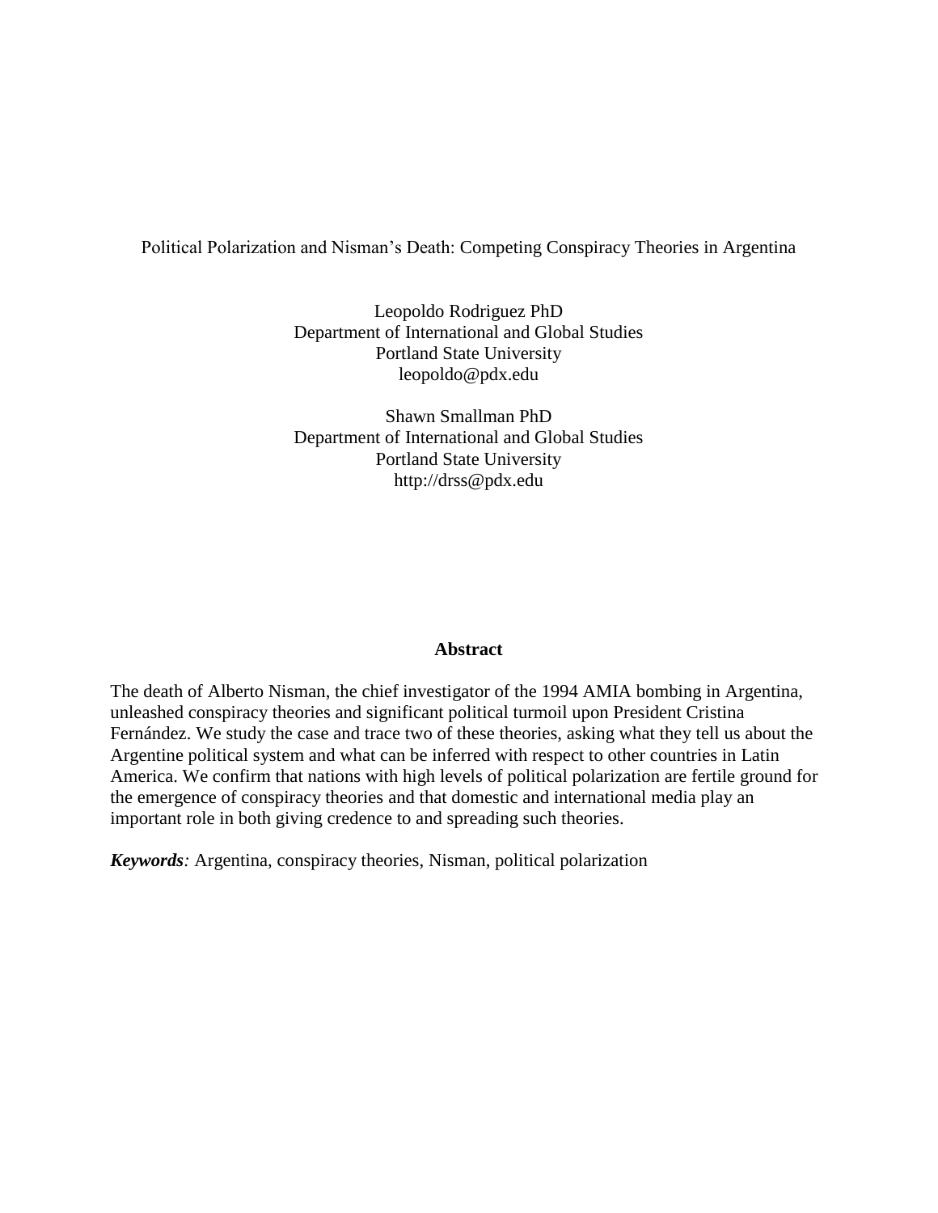# Political Polarization and Nisman's Death: Competing Conspiracy Theories in Argentina

Leopoldo Rodriguez PhD
Department of International and Global Studies
Portland State University
leopoldo@pdx.edu

Shawn Smallman PhD
Department of International and Global Studies
Portland State University
http://drss@pdx.edu

## Abstract

The death of Alberto Nisman, the chief investigator of the 1994 AMIA bombing in Argentina, unleashed conspiracy theories and significant political turmoil upon President Cristina Fernández. We study the case and trace two of these theories, asking what they tell us about the Argentine political system and what can be inferred with respect to other countries in Latin America. We confirm that nations with high levels of political polarization are fertile ground for the emergence of conspiracy theories and that domestic and international media play an important role in both giving credence to and spreading such theories.

***Keywords**:* Argentina, conspiracy theories, Nisman, political polarization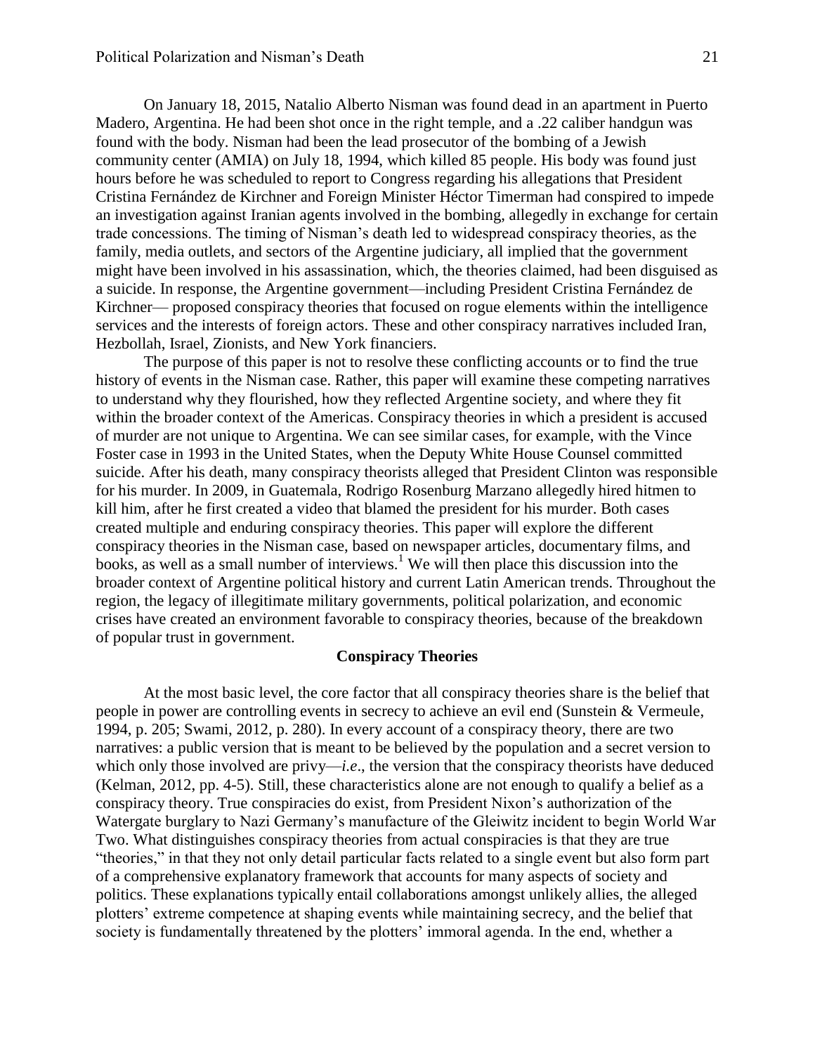On January 18, 2015, Natalio Alberto Nisman was found dead in an apartment in Puerto Madero, Argentina. He had been shot once in the right temple, and a .22 caliber handgun was found with the body. Nisman had been the lead prosecutor of the bombing of a Jewish community center (AMIA) on July 18, 1994, which killed 85 people. His body was found just hours before he was scheduled to report to Congress regarding his allegations that President Cristina Fernández de Kirchner and Foreign Minister Héctor Timerman had conspired to impede an investigation against Iranian agents involved in the bombing, allegedly in exchange for certain trade concessions. The timing of Nisman's death led to widespread conspiracy theories, as the family, media outlets, and sectors of the Argentine judiciary, all implied that the government might have been involved in his assassination, which, the theories claimed, had been disguised as a suicide. In response, the Argentine government—including President Cristina Fernández de Kirchner— proposed conspiracy theories that focused on rogue elements within the intelligence services and the interests of foreign actors. These and other conspiracy narratives included Iran, Hezbollah, Israel, Zionists, and New York financiers.

The purpose of this paper is not to resolve these conflicting accounts or to find the true history of events in the Nisman case. Rather, this paper will examine these competing narratives to understand why they flourished, how they reflected Argentine society, and where they fit within the broader context of the Americas. Conspiracy theories in which a president is accused of murder are not unique to Argentina. We can see similar cases, for example, with the Vince Foster case in 1993 in the United States, when the Deputy White House Counsel committed suicide. After his death, many conspiracy theorists alleged that President Clinton was responsible for his murder. In 2009, in Guatemala, Rodrigo Rosenburg Marzano allegedly hired hitmen to kill him, after he first created a video that blamed the president for his murder. Both cases created multiple and enduring conspiracy theories. This paper will explore the different conspiracy theories in the Nisman case, based on newspaper articles, documentary films, and books, as well as a small number of interviews.[1] We will then place this discussion into the broader context of Argentine political history and current Latin American trends. Throughout the region, the legacy of illegitimate military governments, political polarization, and economic crises have created an environment favorable to conspiracy theories, because of the breakdown of popular trust in government.

## Conspiracy Theories

At the most basic level, the core factor that all conspiracy theories share is the belief that people in power are controlling events in secrecy to achieve an evil end (Sunstein & Vermeule, 1994, p. 205; Swami, 2012, p. 280). In every account of a conspiracy theory, there are two narratives: a public version that is meant to be believed by the population and a secret version to which only those involved are privy—*i.e*., the version that the conspiracy theorists have deduced (Kelman, 2012, pp. 4-5). Still, these characteristics alone are not enough to qualify a belief as a conspiracy theory. True conspiracies do exist, from President Nixon's authorization of the Watergate burglary to Nazi Germany's manufacture of the Gleiwitz incident to begin World War Two. What distinguishes conspiracy theories from actual conspiracies is that they are true "theories," in that they not only detail particular facts related to a single event but also form part of a comprehensive explanatory framework that accounts for many aspects of society and politics. These explanations typically entail collaborations amongst unlikely allies, the alleged plotters' extreme competence at shaping events while maintaining secrecy, and the belief that society is fundamentally threatened by the plotters' immoral agenda. In the end, whether a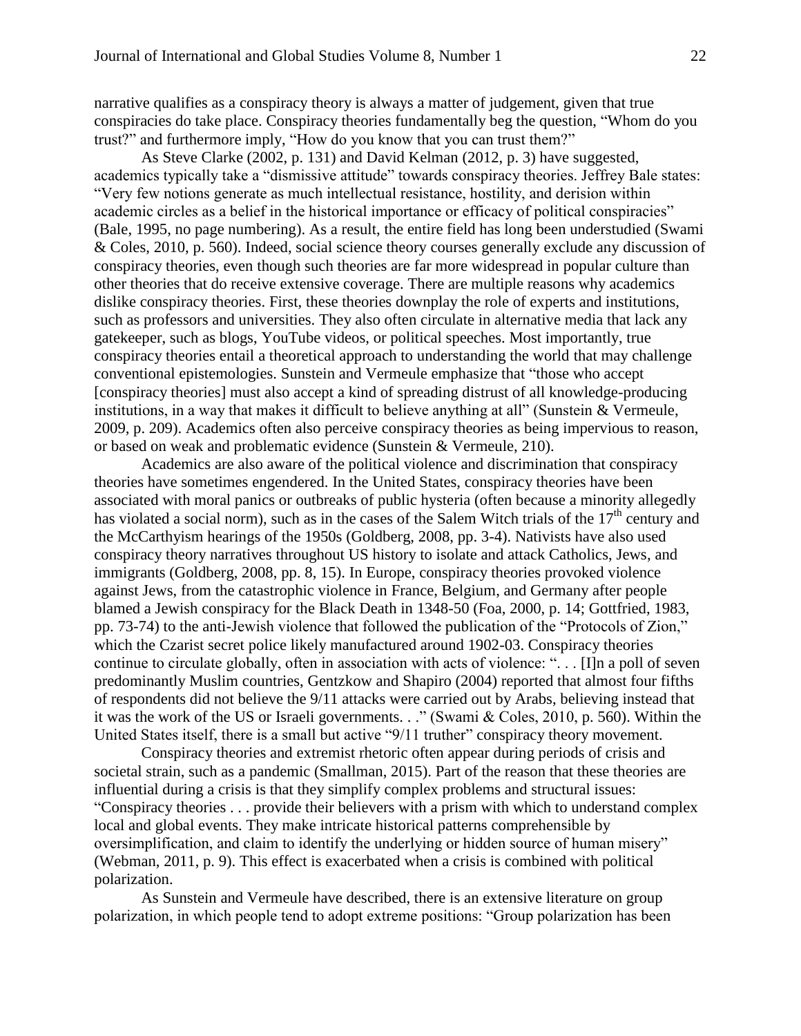narrative qualifies as a conspiracy theory is always a matter of judgement, given that true conspiracies do take place. Conspiracy theories fundamentally beg the question, "Whom do you trust?" and furthermore imply, "How do you know that you can trust them?"

As Steve Clarke (2002, p. 131) and David Kelman (2012, p. 3) have suggested, academics typically take a "dismissive attitude" towards conspiracy theories. Jeffrey Bale states: "Very few notions generate as much intellectual resistance, hostility, and derision within academic circles as a belief in the historical importance or efficacy of political conspiracies" (Bale, 1995, no page numbering). As a result, the entire field has long been understudied (Swami & Coles, 2010, p. 560). Indeed, social science theory courses generally exclude any discussion of conspiracy theories, even though such theories are far more widespread in popular culture than other theories that do receive extensive coverage. There are multiple reasons why academics dislike conspiracy theories. First, these theories downplay the role of experts and institutions, such as professors and universities. They also often circulate in alternative media that lack any gatekeeper, such as blogs, YouTube videos, or political speeches. Most importantly, true conspiracy theories entail a theoretical approach to understanding the world that may challenge conventional epistemologies. Sunstein and Vermeule emphasize that "those who accept [conspiracy theories] must also accept a kind of spreading distrust of all knowledge-producing institutions, in a way that makes it difficult to believe anything at all" (Sunstein & Vermeule, 2009, p. 209). Academics often also perceive conspiracy theories as being impervious to reason, or based on weak and problematic evidence (Sunstein & Vermeule, 210).

Academics are also aware of the political violence and discrimination that conspiracy theories have sometimes engendered. In the United States, conspiracy theories have been associated with moral panics or outbreaks of public hysteria (often because a minority allegedly has violated a social norm), such as in the cases of the Salem Witch trials of the 17th century and the McCarthyism hearings of the 1950s (Goldberg, 2008, pp. 3-4). Nativists have also used conspiracy theory narratives throughout US history to isolate and attack Catholics, Jews, and immigrants (Goldberg, 2008, pp. 8, 15). In Europe, conspiracy theories provoked violence against Jews, from the catastrophic violence in France, Belgium, and Germany after people blamed a Jewish conspiracy for the Black Death in 1348-50 (Foa, 2000, p. 14; Gottfried, 1983, pp. 73-74) to the anti-Jewish violence that followed the publication of the "Protocols of Zion," which the Czarist secret police likely manufactured around 1902-03. Conspiracy theories continue to circulate globally, often in association with acts of violence: ". . . [I]n a poll of seven predominantly Muslim countries, Gentzkow and Shapiro (2004) reported that almost four fifths of respondents did not believe the 9/11 attacks were carried out by Arabs, believing instead that it was the work of the US or Israeli governments. . ." (Swami & Coles, 2010, p. 560). Within the United States itself, there is a small but active "9/11 truther" conspiracy theory movement.

Conspiracy theories and extremist rhetoric often appear during periods of crisis and societal strain, such as a pandemic (Smallman, 2015). Part of the reason that these theories are influential during a crisis is that they simplify complex problems and structural issues: "Conspiracy theories . . . provide their believers with a prism with which to understand complex local and global events. They make intricate historical patterns comprehensible by oversimplification, and claim to identify the underlying or hidden source of human misery" (Webman, 2011, p. 9). This effect is exacerbated when a crisis is combined with political polarization.

As Sunstein and Vermeule have described, there is an extensive literature on group polarization, in which people tend to adopt extreme positions: "Group polarization has been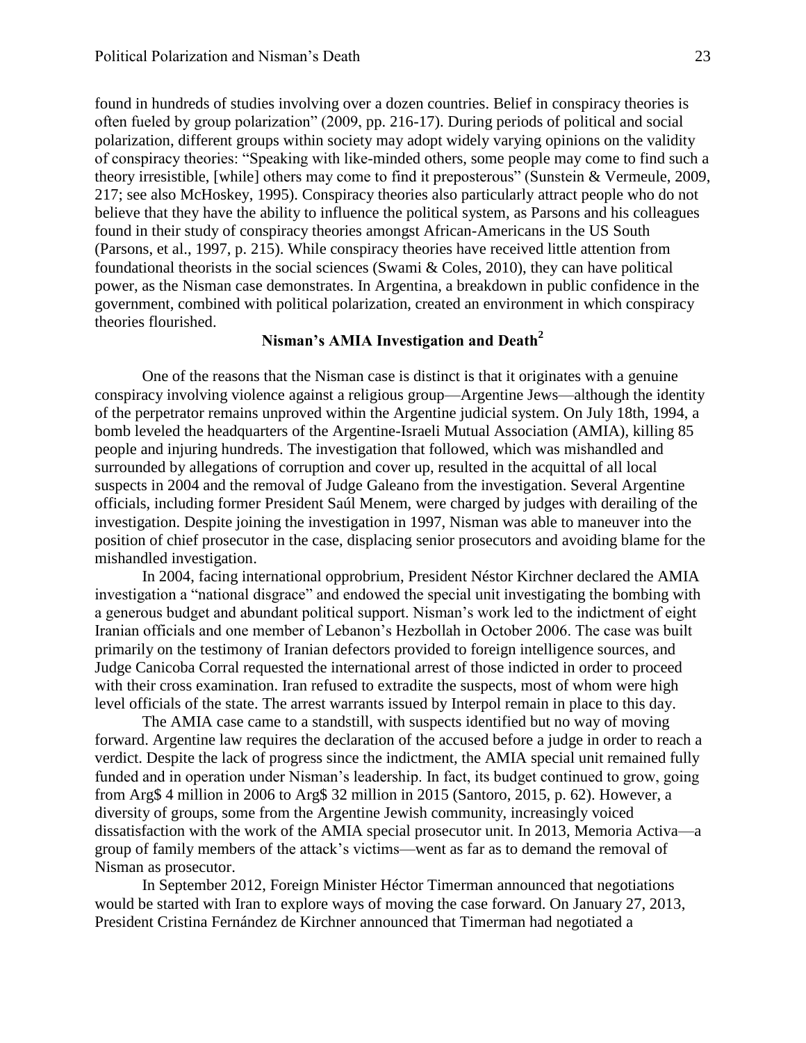found in hundreds of studies involving over a dozen countries. Belief in conspiracy theories is often fueled by group polarization" (2009, pp. 216-17). During periods of political and social polarization, different groups within society may adopt widely varying opinions on the validity of conspiracy theories: "Speaking with like-minded others, some people may come to find such a theory irresistible, [while] others may come to find it preposterous" (Sunstein & Vermeule, 2009, 217; see also McHoskey, 1995). Conspiracy theories also particularly attract people who do not believe that they have the ability to influence the political system, as Parsons and his colleagues found in their study of conspiracy theories amongst African-Americans in the US South (Parsons, et al., 1997, p. 215). While conspiracy theories have received little attention from foundational theorists in the social sciences (Swami & Coles, 2010), they can have political power, as the Nisman case demonstrates. In Argentina, a breakdown in public confidence in the government, combined with political polarization, created an environment in which conspiracy theories flourished.

## Nisman's AMIA Investigation and Death[2]

One of the reasons that the Nisman case is distinct is that it originates with a genuine conspiracy involving violence against a religious group—Argentine Jews—although the identity of the perpetrator remains unproved within the Argentine judicial system. On July 18th, 1994, a bomb leveled the headquarters of the Argentine-Israeli Mutual Association (AMIA), killing 85 people and injuring hundreds. The investigation that followed, which was mishandled and surrounded by allegations of corruption and cover up, resulted in the acquittal of all local suspects in 2004 and the removal of Judge Galeano from the investigation. Several Argentine officials, including former President Saúl Menem, were charged by judges with derailing of the investigation. Despite joining the investigation in 1997, Nisman was able to maneuver into the position of chief prosecutor in the case, displacing senior prosecutors and avoiding blame for the mishandled investigation.

In 2004, facing international opprobrium, President Néstor Kirchner declared the AMIA investigation a "national disgrace" and endowed the special unit investigating the bombing with a generous budget and abundant political support. Nisman's work led to the indictment of eight Iranian officials and one member of Lebanon's Hezbollah in October 2006. The case was built primarily on the testimony of Iranian defectors provided to foreign intelligence sources, and Judge Canicoba Corral requested the international arrest of those indicted in order to proceed with their cross examination. Iran refused to extradite the suspects, most of whom were high level officials of the state. The arrest warrants issued by Interpol remain in place to this day.

The AMIA case came to a standstill, with suspects identified but no way of moving forward. Argentine law requires the declaration of the accused before a judge in order to reach a verdict. Despite the lack of progress since the indictment, the AMIA special unit remained fully funded and in operation under Nisman's leadership. In fact, its budget continued to grow, going from Arg$ 4 million in 2006 to Arg$ 32 million in 2015 (Santoro, 2015, p. 62). However, a diversity of groups, some from the Argentine Jewish community, increasingly voiced dissatisfaction with the work of the AMIA special prosecutor unit. In 2013, Memoria Activa—a group of family members of the attack's victims—went as far as to demand the removal of Nisman as prosecutor.

In September 2012, Foreign Minister Héctor Timerman announced that negotiations would be started with Iran to explore ways of moving the case forward. On January 27, 2013, President Cristina Fernández de Kirchner announced that Timerman had negotiated a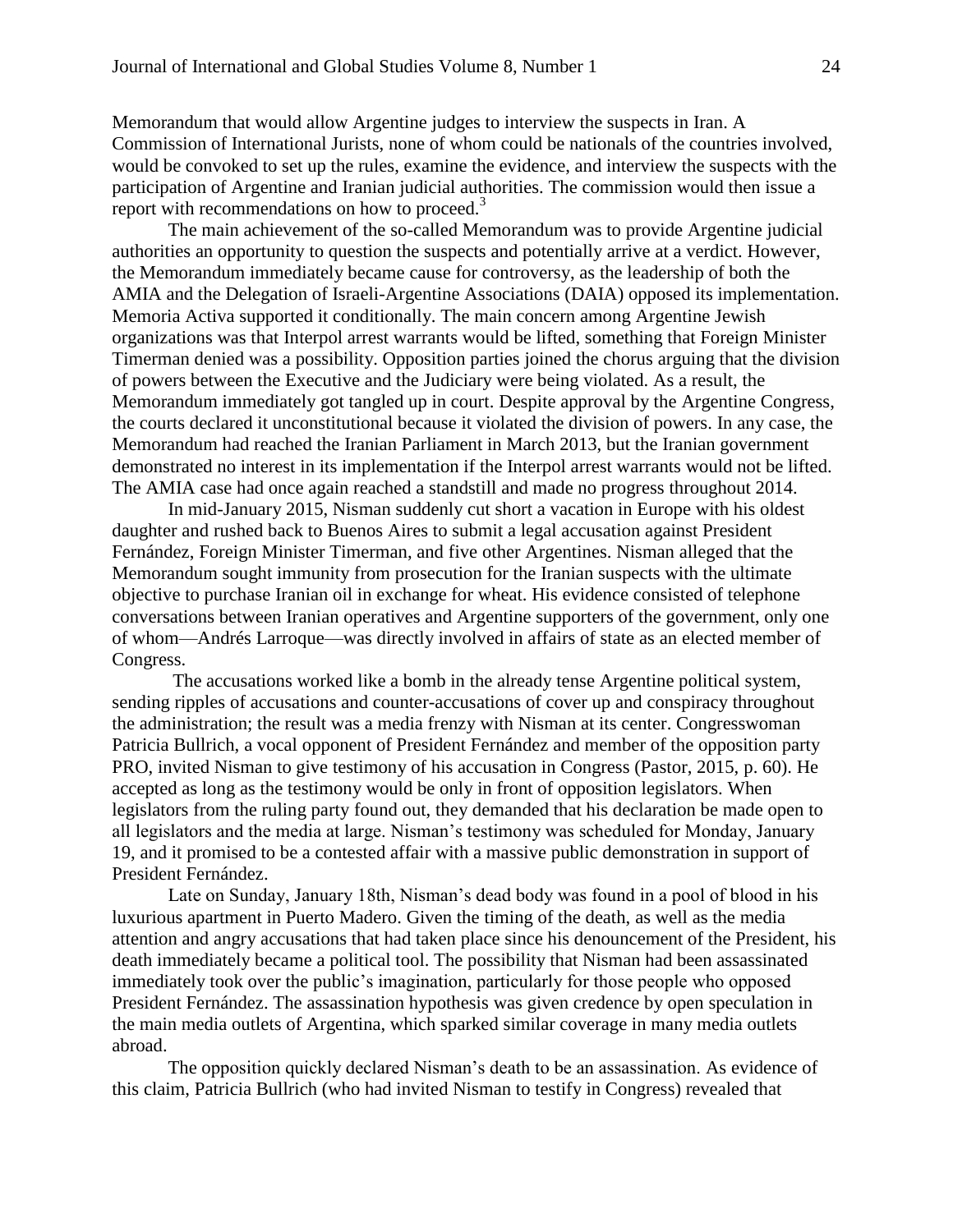Memorandum that would allow Argentine judges to interview the suspects in Iran. A Commission of International Jurists, none of whom could be nationals of the countries involved, would be convoked to set up the rules, examine the evidence, and interview the suspects with the participation of Argentine and Iranian judicial authorities. The commission would then issue a report with recommendations on how to proceed.[3]

The main achievement of the so-called Memorandum was to provide Argentine judicial authorities an opportunity to question the suspects and potentially arrive at a verdict. However, the Memorandum immediately became cause for controversy, as the leadership of both the AMIA and the Delegation of Israeli-Argentine Associations (DAIA) opposed its implementation. Memoria Activa supported it conditionally. The main concern among Argentine Jewish organizations was that Interpol arrest warrants would be lifted, something that Foreign Minister Timerman denied was a possibility. Opposition parties joined the chorus arguing that the division of powers between the Executive and the Judiciary were being violated. As a result, the Memorandum immediately got tangled up in court. Despite approval by the Argentine Congress, the courts declared it unconstitutional because it violated the division of powers. In any case, the Memorandum had reached the Iranian Parliament in March 2013, but the Iranian government demonstrated no interest in its implementation if the Interpol arrest warrants would not be lifted. The AMIA case had once again reached a standstill and made no progress throughout 2014.

In mid-January 2015, Nisman suddenly cut short a vacation in Europe with his oldest daughter and rushed back to Buenos Aires to submit a legal accusation against President Fernández, Foreign Minister Timerman, and five other Argentines. Nisman alleged that the Memorandum sought immunity from prosecution for the Iranian suspects with the ultimate objective to purchase Iranian oil in exchange for wheat. His evidence consisted of telephone conversations between Iranian operatives and Argentine supporters of the government, only one of whom—Andrés Larroque—was directly involved in affairs of state as an elected member of Congress.

The accusations worked like a bomb in the already tense Argentine political system, sending ripples of accusations and counter-accusations of cover up and conspiracy throughout the administration; the result was a media frenzy with Nisman at its center. Congresswoman Patricia Bullrich, a vocal opponent of President Fernández and member of the opposition party PRO, invited Nisman to give testimony of his accusation in Congress (Pastor, 2015, p. 60). He accepted as long as the testimony would be only in front of opposition legislators. When legislators from the ruling party found out, they demanded that his declaration be made open to all legislators and the media at large. Nisman's testimony was scheduled for Monday, January 19, and it promised to be a contested affair with a massive public demonstration in support of President Fernández.

Late on Sunday, January 18th, Nisman's dead body was found in a pool of blood in his luxurious apartment in Puerto Madero. Given the timing of the death, as well as the media attention and angry accusations that had taken place since his denouncement of the President, his death immediately became a political tool. The possibility that Nisman had been assassinated immediately took over the public's imagination, particularly for those people who opposed President Fernández. The assassination hypothesis was given credence by open speculation in the main media outlets of Argentina, which sparked similar coverage in many media outlets abroad.

The opposition quickly declared Nisman's death to be an assassination. As evidence of this claim, Patricia Bullrich (who had invited Nisman to testify in Congress) revealed that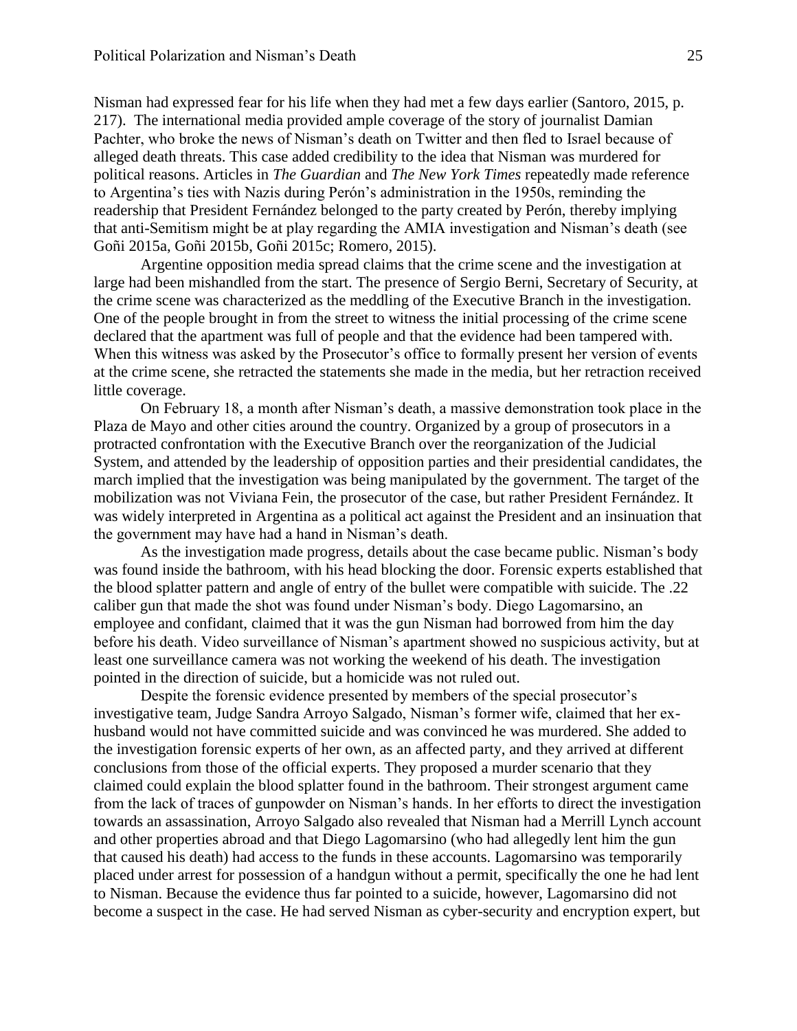Nisman had expressed fear for his life when they had met a few days earlier (Santoro, 2015, p. 217). The international media provided ample coverage of the story of journalist Damian Pachter, who broke the news of Nisman's death on Twitter and then fled to Israel because of alleged death threats. This case added credibility to the idea that Nisman was murdered for political reasons. Articles in *The Guardian* and *The New York Times* repeatedly made reference to Argentina's ties with Nazis during Perón's administration in the 1950s, reminding the readership that President Fernández belonged to the party created by Perón, thereby implying that anti-Semitism might be at play regarding the AMIA investigation and Nisman's death (see Goñi 2015a, Goñi 2015b, Goñi 2015c; Romero, 2015).

Argentine opposition media spread claims that the crime scene and the investigation at large had been mishandled from the start. The presence of Sergio Berni, Secretary of Security, at the crime scene was characterized as the meddling of the Executive Branch in the investigation. One of the people brought in from the street to witness the initial processing of the crime scene declared that the apartment was full of people and that the evidence had been tampered with. When this witness was asked by the Prosecutor's office to formally present her version of events at the crime scene, she retracted the statements she made in the media, but her retraction received little coverage.

On February 18, a month after Nisman's death, a massive demonstration took place in the Plaza de Mayo and other cities around the country. Organized by a group of prosecutors in a protracted confrontation with the Executive Branch over the reorganization of the Judicial System, and attended by the leadership of opposition parties and their presidential candidates, the march implied that the investigation was being manipulated by the government. The target of the mobilization was not Viviana Fein, the prosecutor of the case, but rather President Fernández. It was widely interpreted in Argentina as a political act against the President and an insinuation that the government may have had a hand in Nisman's death.

As the investigation made progress, details about the case became public. Nisman's body was found inside the bathroom, with his head blocking the door. Forensic experts established that the blood splatter pattern and angle of entry of the bullet were compatible with suicide. The .22 caliber gun that made the shot was found under Nisman's body. Diego Lagomarsino, an employee and confidant, claimed that it was the gun Nisman had borrowed from him the day before his death. Video surveillance of Nisman's apartment showed no suspicious activity, but at least one surveillance camera was not working the weekend of his death. The investigation pointed in the direction of suicide, but a homicide was not ruled out.

Despite the forensic evidence presented by members of the special prosecutor's investigative team, Judge Sandra Arroyo Salgado, Nisman's former wife, claimed that her ex-husband would not have committed suicide and was convinced he was murdered. She added to the investigation forensic experts of her own, as an affected party, and they arrived at different conclusions from those of the official experts. They proposed a murder scenario that they claimed could explain the blood splatter found in the bathroom. Their strongest argument came from the lack of traces of gunpowder on Nisman's hands. In her efforts to direct the investigation towards an assassination, Arroyo Salgado also revealed that Nisman had a Merrill Lynch account and other properties abroad and that Diego Lagomarsino (who had allegedly lent him the gun that caused his death) had access to the funds in these accounts. Lagomarsino was temporarily placed under arrest for possession of a handgun without a permit, specifically the one he had lent to Nisman. Because the evidence thus far pointed to a suicide, however, Lagomarsino did not become a suspect in the case. He had served Nisman as cyber-security and encryption expert, but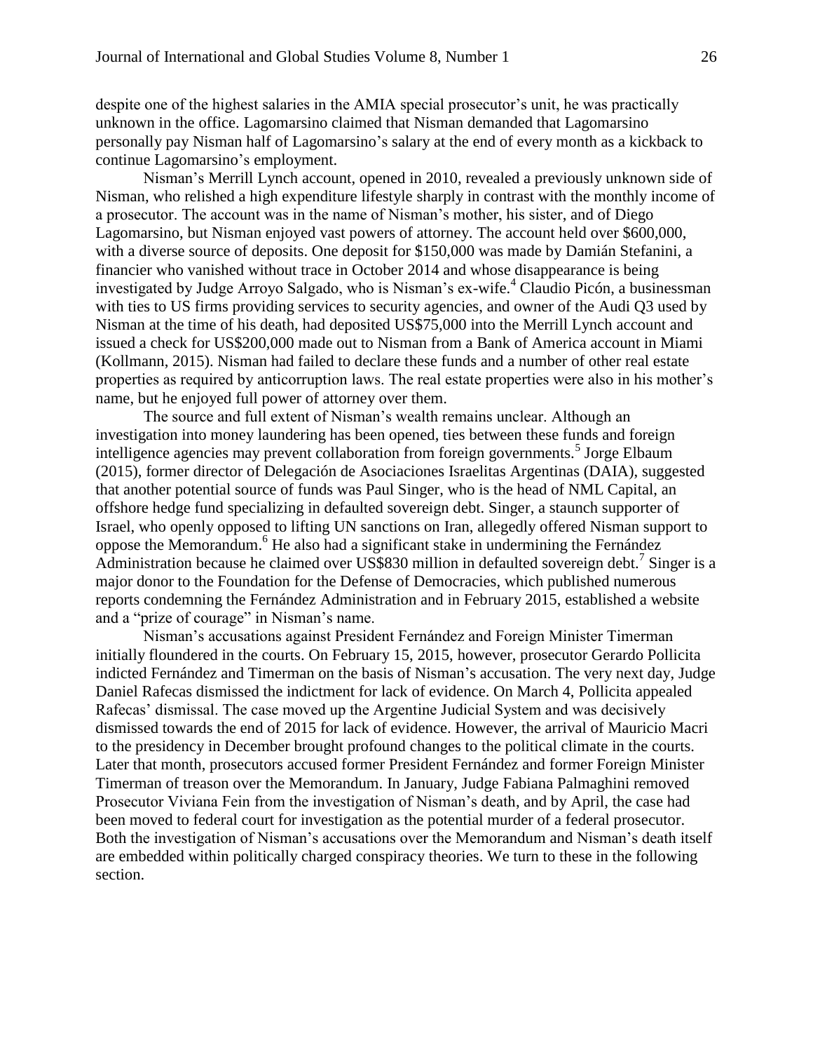despite one of the highest salaries in the AMIA special prosecutor's unit, he was practically unknown in the office. Lagomarsino claimed that Nisman demanded that Lagomarsino personally pay Nisman half of Lagomarsino's salary at the end of every month as a kickback to continue Lagomarsino's employment.

Nisman's Merrill Lynch account, opened in 2010, revealed a previously unknown side of Nisman, who relished a high expenditure lifestyle sharply in contrast with the monthly income of a prosecutor. The account was in the name of Nisman's mother, his sister, and of Diego Lagomarsino, but Nisman enjoyed vast powers of attorney. The account held over $600,000, with a diverse source of deposits. One deposit for $150,000 was made by Damián Stefanini, a financier who vanished without trace in October 2014 and whose disappearance is being investigated by Judge Arroyo Salgado, who is Nisman's ex-wife.[4] Claudio Picón, a businessman with ties to US firms providing services to security agencies, and owner of the Audi Q3 used by Nisman at the time of his death, had deposited US$75,000 into the Merrill Lynch account and issued a check for US$200,000 made out to Nisman from a Bank of America account in Miami (Kollmann, 2015). Nisman had failed to declare these funds and a number of other real estate properties as required by anticorruption laws. The real estate properties were also in his mother's name, but he enjoyed full power of attorney over them.

The source and full extent of Nisman's wealth remains unclear. Although an investigation into money laundering has been opened, ties between these funds and foreign intelligence agencies may prevent collaboration from foreign governments.[5] Jorge Elbaum (2015), former director of Delegación de Asociaciones Israelitas Argentinas (DAIA), suggested that another potential source of funds was Paul Singer, who is the head of NML Capital, an offshore hedge fund specializing in defaulted sovereign debt. Singer, a staunch supporter of Israel, who openly opposed to lifting UN sanctions on Iran, allegedly offered Nisman support to oppose the Memorandum.[6] He also had a significant stake in undermining the Fernández Administration because he claimed over US$830 million in defaulted sovereign debt.[7] Singer is a major donor to the Foundation for the Defense of Democracies, which published numerous reports condemning the Fernández Administration and in February 2015, established a website and a "prize of courage" in Nisman's name.

Nisman's accusations against President Fernández and Foreign Minister Timerman initially floundered in the courts. On February 15, 2015, however, prosecutor Gerardo Pollicita indicted Fernández and Timerman on the basis of Nisman's accusation. The very next day, Judge Daniel Rafecas dismissed the indictment for lack of evidence. On March 4, Pollicita appealed Rafecas' dismissal. The case moved up the Argentine Judicial System and was decisively dismissed towards the end of 2015 for lack of evidence. However, the arrival of Mauricio Macri to the presidency in December brought profound changes to the political climate in the courts. Later that month, prosecutors accused former President Fernández and former Foreign Minister Timerman of treason over the Memorandum. In January, Judge Fabiana Palmaghini removed Prosecutor Viviana Fein from the investigation of Nisman's death, and by April, the case had been moved to federal court for investigation as the potential murder of a federal prosecutor. Both the investigation of Nisman's accusations over the Memorandum and Nisman's death itself are embedded within politically charged conspiracy theories. We turn to these in the following section.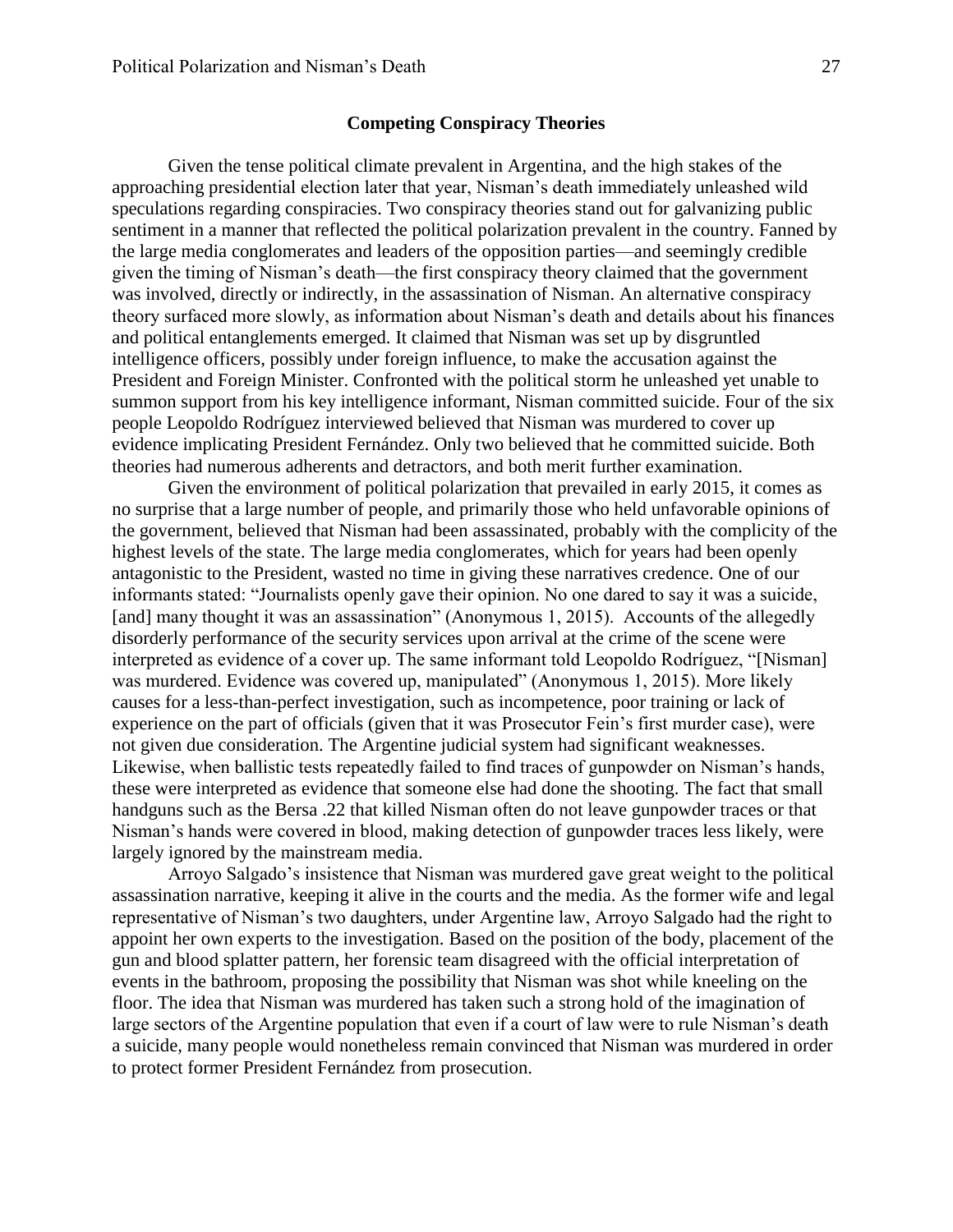## Competing Conspiracy Theories

Given the tense political climate prevalent in Argentina, and the high stakes of the approaching presidential election later that year, Nisman's death immediately unleashed wild speculations regarding conspiracies. Two conspiracy theories stand out for galvanizing public sentiment in a manner that reflected the political polarization prevalent in the country. Fanned by the large media conglomerates and leaders of the opposition parties—and seemingly credible given the timing of Nisman's death—the first conspiracy theory claimed that the government was involved, directly or indirectly, in the assassination of Nisman. An alternative conspiracy theory surfaced more slowly, as information about Nisman's death and details about his finances and political entanglements emerged. It claimed that Nisman was set up by disgruntled intelligence officers, possibly under foreign influence, to make the accusation against the President and Foreign Minister. Confronted with the political storm he unleashed yet unable to summon support from his key intelligence informant, Nisman committed suicide. Four of the six people Leopoldo Rodríguez interviewed believed that Nisman was murdered to cover up evidence implicating President Fernández. Only two believed that he committed suicide. Both theories had numerous adherents and detractors, and both merit further examination.

Given the environment of political polarization that prevailed in early 2015, it comes as no surprise that a large number of people, and primarily those who held unfavorable opinions of the government, believed that Nisman had been assassinated, probably with the complicity of the highest levels of the state. The large media conglomerates, which for years had been openly antagonistic to the President, wasted no time in giving these narratives credence. One of our informants stated: "Journalists openly gave their opinion. No one dared to say it was a suicide, [and] many thought it was an assassination" (Anonymous 1, 2015). Accounts of the allegedly disorderly performance of the security services upon arrival at the crime of the scene were interpreted as evidence of a cover up. The same informant told Leopoldo Rodríguez, "[Nisman] was murdered. Evidence was covered up, manipulated" (Anonymous 1, 2015). More likely causes for a less-than-perfect investigation, such as incompetence, poor training or lack of experience on the part of officials (given that it was Prosecutor Fein's first murder case), were not given due consideration. The Argentine judicial system had significant weaknesses. Likewise, when ballistic tests repeatedly failed to find traces of gunpowder on Nisman's hands, these were interpreted as evidence that someone else had done the shooting. The fact that small handguns such as the Bersa .22 that killed Nisman often do not leave gunpowder traces or that Nisman's hands were covered in blood, making detection of gunpowder traces less likely, were largely ignored by the mainstream media.

Arroyo Salgado's insistence that Nisman was murdered gave great weight to the political assassination narrative, keeping it alive in the courts and the media. As the former wife and legal representative of Nisman's two daughters, under Argentine law, Arroyo Salgado had the right to appoint her own experts to the investigation. Based on the position of the body, placement of the gun and blood splatter pattern, her forensic team disagreed with the official interpretation of events in the bathroom, proposing the possibility that Nisman was shot while kneeling on the floor. The idea that Nisman was murdered has taken such a strong hold of the imagination of large sectors of the Argentine population that even if a court of law were to rule Nisman's death a suicide, many people would nonetheless remain convinced that Nisman was murdered in order to protect former President Fernández from prosecution.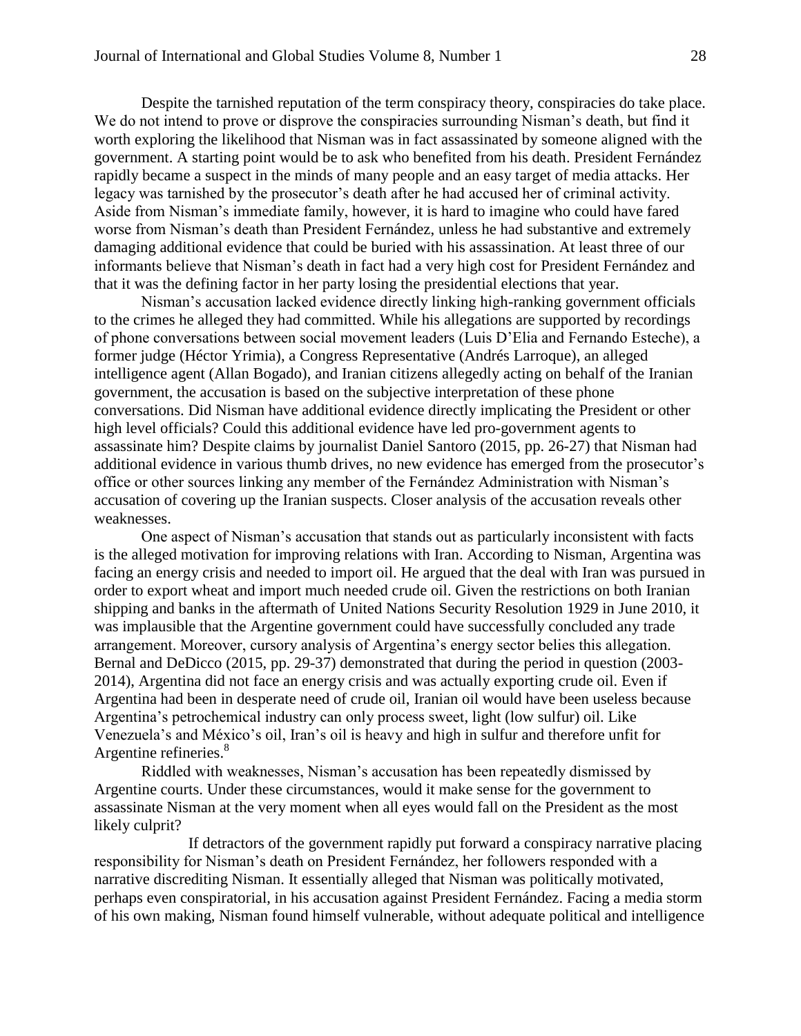Despite the tarnished reputation of the term conspiracy theory, conspiracies do take place. We do not intend to prove or disprove the conspiracies surrounding Nisman's death, but find it worth exploring the likelihood that Nisman was in fact assassinated by someone aligned with the government. A starting point would be to ask who benefited from his death. President Fernández rapidly became a suspect in the minds of many people and an easy target of media attacks. Her legacy was tarnished by the prosecutor's death after he had accused her of criminal activity. Aside from Nisman's immediate family, however, it is hard to imagine who could have fared worse from Nisman's death than President Fernández, unless he had substantive and extremely damaging additional evidence that could be buried with his assassination. At least three of our informants believe that Nisman's death in fact had a very high cost for President Fernández and that it was the defining factor in her party losing the presidential elections that year.

Nisman's accusation lacked evidence directly linking high-ranking government officials to the crimes he alleged they had committed. While his allegations are supported by recordings of phone conversations between social movement leaders (Luis D'Elia and Fernando Esteche), a former judge (Héctor Yrimia), a Congress Representative (Andrés Larroque), an alleged intelligence agent (Allan Bogado), and Iranian citizens allegedly acting on behalf of the Iranian government, the accusation is based on the subjective interpretation of these phone conversations. Did Nisman have additional evidence directly implicating the President or other high level officials? Could this additional evidence have led pro-government agents to assassinate him? Despite claims by journalist Daniel Santoro (2015, pp. 26-27) that Nisman had additional evidence in various thumb drives, no new evidence has emerged from the prosecutor's office or other sources linking any member of the Fernández Administration with Nisman's accusation of covering up the Iranian suspects. Closer analysis of the accusation reveals other weaknesses.

One aspect of Nisman's accusation that stands out as particularly inconsistent with facts is the alleged motivation for improving relations with Iran. According to Nisman, Argentina was facing an energy crisis and needed to import oil. He argued that the deal with Iran was pursued in order to export wheat and import much needed crude oil. Given the restrictions on both Iranian shipping and banks in the aftermath of United Nations Security Resolution 1929 in June 2010, it was implausible that the Argentine government could have successfully concluded any trade arrangement. Moreover, cursory analysis of Argentina's energy sector belies this allegation. Bernal and DeDicco (2015, pp. 29-37) demonstrated that during the period in question (2003-2014), Argentina did not face an energy crisis and was actually exporting crude oil. Even if Argentina had been in desperate need of crude oil, Iranian oil would have been useless because Argentina's petrochemical industry can only process sweet, light (low sulfur) oil. Like Venezuela's and México's oil, Iran's oil is heavy and high in sulfur and therefore unfit for Argentine refineries.[8]

Riddled with weaknesses, Nisman's accusation has been repeatedly dismissed by Argentine courts. Under these circumstances, would it make sense for the government to assassinate Nisman at the very moment when all eyes would fall on the President as the most likely culprit?

If detractors of the government rapidly put forward a conspiracy narrative placing responsibility for Nisman's death on President Fernández, her followers responded with a narrative discrediting Nisman. It essentially alleged that Nisman was politically motivated, perhaps even conspiratorial, in his accusation against President Fernández. Facing a media storm of his own making, Nisman found himself vulnerable, without adequate political and intelligence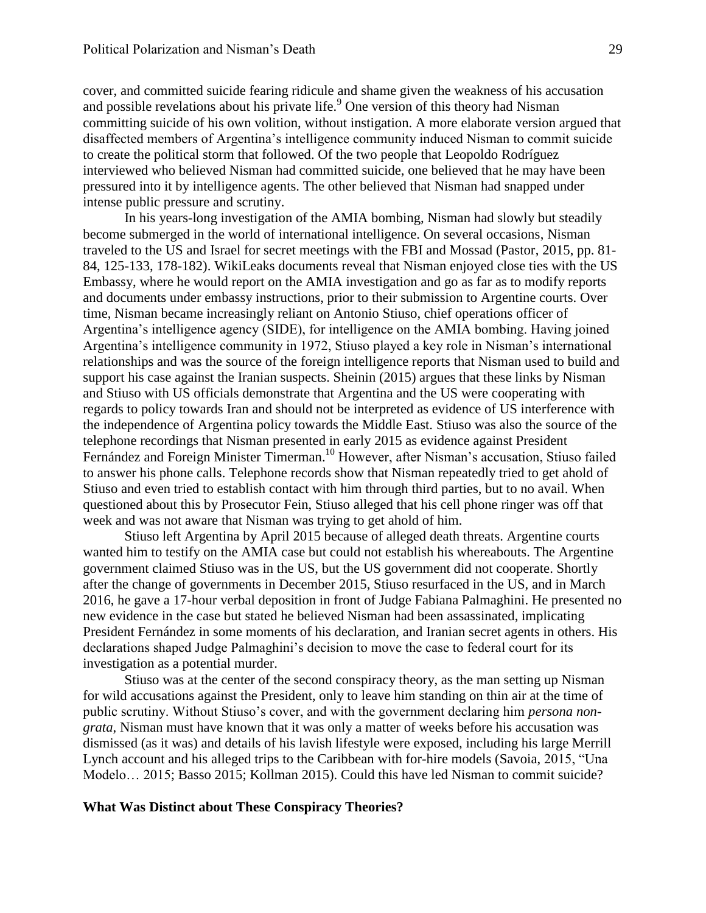cover, and committed suicide fearing ridicule and shame given the weakness of his accusation and possible revelations about his private life.[9] One version of this theory had Nisman committing suicide of his own volition, without instigation. A more elaborate version argued that disaffected members of Argentina's intelligence community induced Nisman to commit suicide to create the political storm that followed. Of the two people that Leopoldo Rodríguez interviewed who believed Nisman had committed suicide, one believed that he may have been pressured into it by intelligence agents. The other believed that Nisman had snapped under intense public pressure and scrutiny.

In his years-long investigation of the AMIA bombing, Nisman had slowly but steadily become submerged in the world of international intelligence. On several occasions, Nisman traveled to the US and Israel for secret meetings with the FBI and Mossad (Pastor, 2015, pp. 81-84, 125-133, 178-182). WikiLeaks documents reveal that Nisman enjoyed close ties with the US Embassy, where he would report on the AMIA investigation and go as far as to modify reports and documents under embassy instructions, prior to their submission to Argentine courts. Over time, Nisman became increasingly reliant on Antonio Stiuso, chief operations officer of Argentina's intelligence agency (SIDE), for intelligence on the AMIA bombing. Having joined Argentina's intelligence community in 1972, Stiuso played a key role in Nisman's international relationships and was the source of the foreign intelligence reports that Nisman used to build and support his case against the Iranian suspects. Sheinin (2015) argues that these links by Nisman and Stiuso with US officials demonstrate that Argentina and the US were cooperating with regards to policy towards Iran and should not be interpreted as evidence of US interference with the independence of Argentina policy towards the Middle East. Stiuso was also the source of the telephone recordings that Nisman presented in early 2015 as evidence against President Fernández and Foreign Minister Timerman.[10] However, after Nisman's accusation, Stiuso failed to answer his phone calls. Telephone records show that Nisman repeatedly tried to get ahold of Stiuso and even tried to establish contact with him through third parties, but to no avail. When questioned about this by Prosecutor Fein, Stiuso alleged that his cell phone ringer was off that week and was not aware that Nisman was trying to get ahold of him.

Stiuso left Argentina by April 2015 because of alleged death threats. Argentine courts wanted him to testify on the AMIA case but could not establish his whereabouts. The Argentine government claimed Stiuso was in the US, but the US government did not cooperate. Shortly after the change of governments in December 2015, Stiuso resurfaced in the US, and in March 2016, he gave a 17-hour verbal deposition in front of Judge Fabiana Palmaghini. He presented no new evidence in the case but stated he believed Nisman had been assassinated, implicating President Fernández in some moments of his declaration, and Iranian secret agents in others. His declarations shaped Judge Palmaghini's decision to move the case to federal court for its investigation as a potential murder.

Stiuso was at the center of the second conspiracy theory, as the man setting up Nisman for wild accusations against the President, only to leave him standing on thin air at the time of public scrutiny. Without Stiuso's cover, and with the government declaring him *persona non-grata*, Nisman must have known that it was only a matter of weeks before his accusation was dismissed (as it was) and details of his lavish lifestyle were exposed, including his large Merrill Lynch account and his alleged trips to the Caribbean with for-hire models (Savoia, 2015, "Una Modelo… 2015; Basso 2015; Kollman 2015). Could this have led Nisman to commit suicide?

## What Was Distinct about These Conspiracy Theories?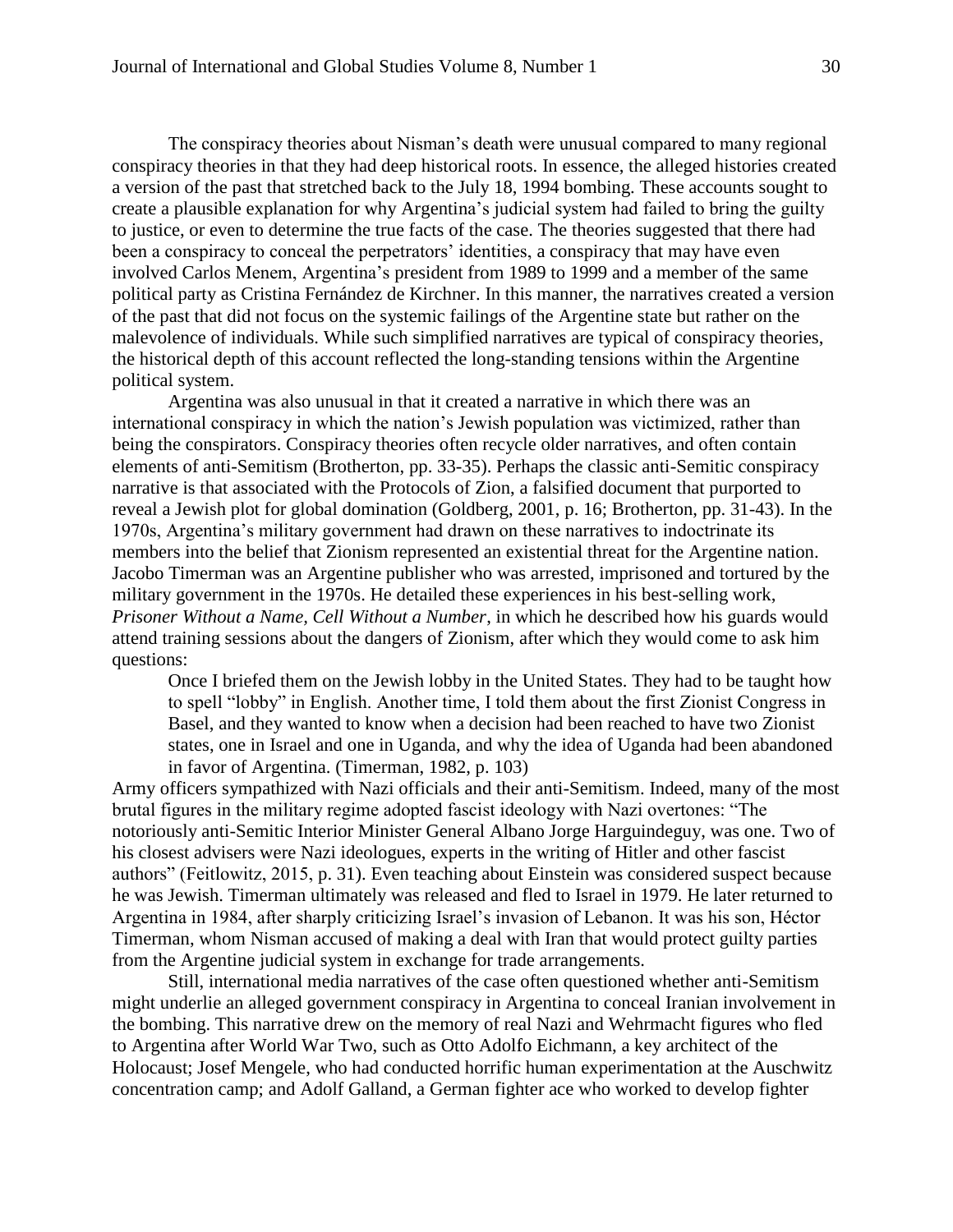The conspiracy theories about Nisman's death were unusual compared to many regional conspiracy theories in that they had deep historical roots. In essence, the alleged histories created a version of the past that stretched back to the July 18, 1994 bombing. These accounts sought to create a plausible explanation for why Argentina's judicial system had failed to bring the guilty to justice, or even to determine the true facts of the case. The theories suggested that there had been a conspiracy to conceal the perpetrators' identities, a conspiracy that may have even involved Carlos Menem, Argentina's president from 1989 to 1999 and a member of the same political party as Cristina Fernández de Kirchner. In this manner, the narratives created a version of the past that did not focus on the systemic failings of the Argentine state but rather on the malevolence of individuals. While such simplified narratives are typical of conspiracy theories, the historical depth of this account reflected the long-standing tensions within the Argentine political system.

Argentina was also unusual in that it created a narrative in which there was an international conspiracy in which the nation's Jewish population was victimized, rather than being the conspirators. Conspiracy theories often recycle older narratives, and often contain elements of anti-Semitism (Brotherton, pp. 33-35). Perhaps the classic anti-Semitic conspiracy narrative is that associated with the Protocols of Zion, a falsified document that purported to reveal a Jewish plot for global domination (Goldberg, 2001, p. 16; Brotherton, pp. 31-43). In the 1970s, Argentina's military government had drawn on these narratives to indoctrinate its members into the belief that Zionism represented an existential threat for the Argentine nation. Jacobo Timerman was an Argentine publisher who was arrested, imprisoned and tortured by the military government in the 1970s. He detailed these experiences in his best-selling work, *Prisoner Without a Name, Cell Without a Number*, in which he described how his guards would attend training sessions about the dangers of Zionism, after which they would come to ask him questions:

> Once I briefed them on the Jewish lobby in the United States. They had to be taught how to spell "lobby" in English. Another time, I told them about the first Zionist Congress in Basel, and they wanted to know when a decision had been reached to have two Zionist states, one in Israel and one in Uganda, and why the idea of Uganda had been abandoned in favor of Argentina. (Timerman, 1982, p. 103)

Army officers sympathized with Nazi officials and their anti-Semitism. Indeed, many of the most brutal figures in the military regime adopted fascist ideology with Nazi overtones: "The notoriously anti-Semitic Interior Minister General Albano Jorge Harguindeguy, was one. Two of his closest advisers were Nazi ideologues, experts in the writing of Hitler and other fascist authors" (Feitlowitz, 2015, p. 31). Even teaching about Einstein was considered suspect because he was Jewish. Timerman ultimately was released and fled to Israel in 1979. He later returned to Argentina in 1984, after sharply criticizing Israel's invasion of Lebanon. It was his son, Héctor Timerman, whom Nisman accused of making a deal with Iran that would protect guilty parties from the Argentine judicial system in exchange for trade arrangements.

Still, international media narratives of the case often questioned whether anti-Semitism might underlie an alleged government conspiracy in Argentina to conceal Iranian involvement in the bombing. This narrative drew on the memory of real Nazi and Wehrmacht figures who fled to Argentina after World War Two, such as Otto Adolfo Eichmann, a key architect of the Holocaust; Josef Mengele, who had conducted horrific human experimentation at the Auschwitz concentration camp; and Adolf Galland, a German fighter ace who worked to develop fighter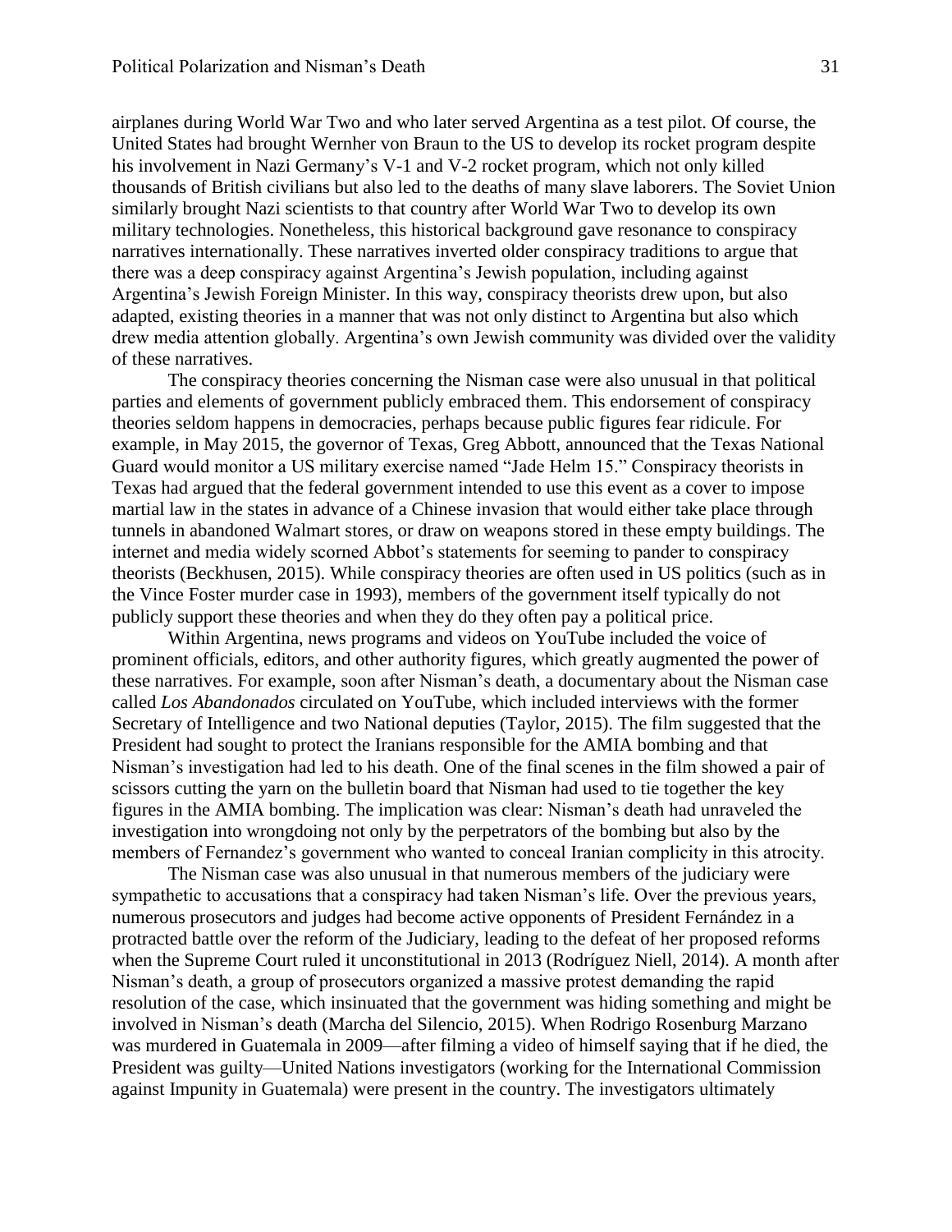airplanes during World War Two and who later served Argentina as a test pilot. Of course, the United States had brought Wernher von Braun to the US to develop its rocket program despite his involvement in Nazi Germany's V-1 and V-2 rocket program, which not only killed thousands of British civilians but also led to the deaths of many slave laborers. The Soviet Union similarly brought Nazi scientists to that country after World War Two to develop its own military technologies. Nonetheless, this historical background gave resonance to conspiracy narratives internationally. These narratives inverted older conspiracy traditions to argue that there was a deep conspiracy against Argentina's Jewish population, including against Argentina's Jewish Foreign Minister. In this way, conspiracy theorists drew upon, but also adapted, existing theories in a manner that was not only distinct to Argentina but also which drew media attention globally. Argentina's own Jewish community was divided over the validity of these narratives.

The conspiracy theories concerning the Nisman case were also unusual in that political parties and elements of government publicly embraced them. This endorsement of conspiracy theories seldom happens in democracies, perhaps because public figures fear ridicule. For example, in May 2015, the governor of Texas, Greg Abbott, announced that the Texas National Guard would monitor a US military exercise named "Jade Helm 15." Conspiracy theorists in Texas had argued that the federal government intended to use this event as a cover to impose martial law in the states in advance of a Chinese invasion that would either take place through tunnels in abandoned Walmart stores, or draw on weapons stored in these empty buildings. The internet and media widely scorned Abbot's statements for seeming to pander to conspiracy theorists (Beckhusen, 2015). While conspiracy theories are often used in US politics (such as in the Vince Foster murder case in 1993), members of the government itself typically do not publicly support these theories and when they do they often pay a political price.

Within Argentina, news programs and videos on YouTube included the voice of prominent officials, editors, and other authority figures, which greatly augmented the power of these narratives. For example, soon after Nisman's death, a documentary about the Nisman case called *Los Abandonados* circulated on YouTube, which included interviews with the former Secretary of Intelligence and two National deputies (Taylor, 2015). The film suggested that the President had sought to protect the Iranians responsible for the AMIA bombing and that Nisman's investigation had led to his death. One of the final scenes in the film showed a pair of scissors cutting the yarn on the bulletin board that Nisman had used to tie together the key figures in the AMIA bombing. The implication was clear: Nisman's death had unraveled the investigation into wrongdoing not only by the perpetrators of the bombing but also by the members of Fernandez's government who wanted to conceal Iranian complicity in this atrocity.

The Nisman case was also unusual in that numerous members of the judiciary were sympathetic to accusations that a conspiracy had taken Nisman's life. Over the previous years, numerous prosecutors and judges had become active opponents of President Fernández in a protracted battle over the reform of the Judiciary, leading to the defeat of her proposed reforms when the Supreme Court ruled it unconstitutional in 2013 (Rodríguez Niell, 2014). A month after Nisman's death, a group of prosecutors organized a massive protest demanding the rapid resolution of the case, which insinuated that the government was hiding something and might be involved in Nisman's death (Marcha del Silencio, 2015). When Rodrigo Rosenburg Marzano was murdered in Guatemala in 2009—after filming a video of himself saying that if he died, the President was guilty—United Nations investigators (working for the International Commission against Impunity in Guatemala) were present in the country. The investigators ultimately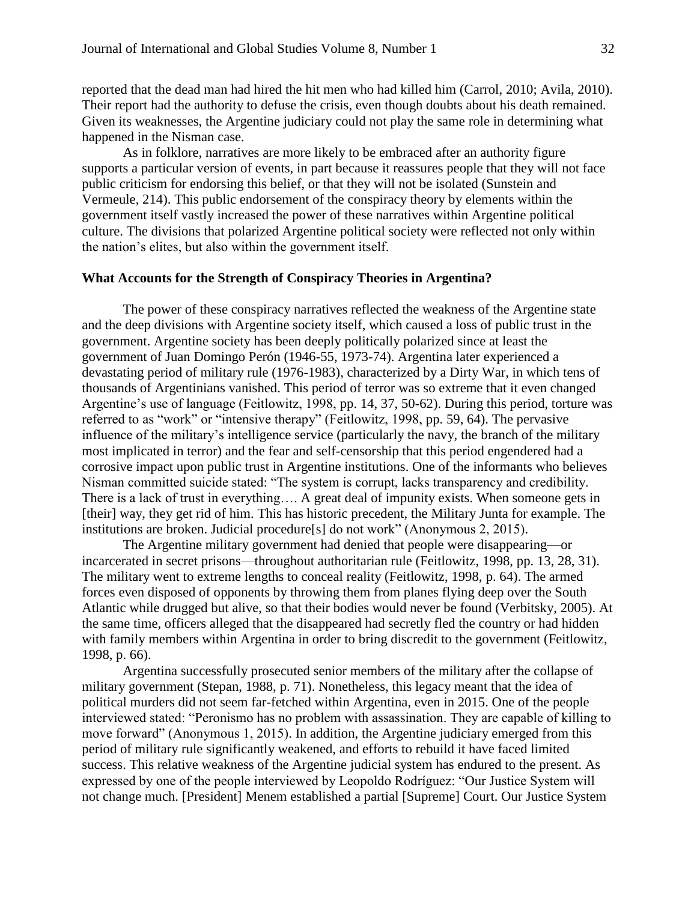reported that the dead man had hired the hit men who had killed him (Carrol, 2010; Avila, 2010). Their report had the authority to defuse the crisis, even though doubts about his death remained. Given its weaknesses, the Argentine judiciary could not play the same role in determining what happened in the Nisman case.

As in folklore, narratives are more likely to be embraced after an authority figure supports a particular version of events, in part because it reassures people that they will not face public criticism for endorsing this belief, or that they will not be isolated (Sunstein and Vermeule, 214). This public endorsement of the conspiracy theory by elements within the government itself vastly increased the power of these narratives within Argentine political culture. The divisions that polarized Argentine political society were reflected not only within the nation's elites, but also within the government itself.

## What Accounts for the Strength of Conspiracy Theories in Argentina?

The power of these conspiracy narratives reflected the weakness of the Argentine state and the deep divisions with Argentine society itself, which caused a loss of public trust in the government. Argentine society has been deeply politically polarized since at least the government of Juan Domingo Perón (1946-55, 1973-74). Argentina later experienced a devastating period of military rule (1976-1983), characterized by a Dirty War, in which tens of thousands of Argentinians vanished. This period of terror was so extreme that it even changed Argentine's use of language (Feitlowitz, 1998, pp. 14, 37, 50-62). During this period, torture was referred to as "work" or "intensive therapy" (Feitlowitz, 1998, pp. 59, 64). The pervasive influence of the military's intelligence service (particularly the navy, the branch of the military most implicated in terror) and the fear and self-censorship that this period engendered had a corrosive impact upon public trust in Argentine institutions. One of the informants who believes Nisman committed suicide stated: "The system is corrupt, lacks transparency and credibility. There is a lack of trust in everything…. A great deal of impunity exists. When someone gets in [their] way, they get rid of him. This has historic precedent, the Military Junta for example. The institutions are broken. Judicial procedure[s] do not work" (Anonymous 2, 2015).

The Argentine military government had denied that people were disappearing—or incarcerated in secret prisons—throughout authoritarian rule (Feitlowitz, 1998, pp. 13, 28, 31). The military went to extreme lengths to conceal reality (Feitlowitz, 1998, p. 64). The armed forces even disposed of opponents by throwing them from planes flying deep over the South Atlantic while drugged but alive, so that their bodies would never be found (Verbitsky, 2005). At the same time, officers alleged that the disappeared had secretly fled the country or had hidden with family members within Argentina in order to bring discredit to the government (Feitlowitz, 1998, p. 66).

Argentina successfully prosecuted senior members of the military after the collapse of military government (Stepan, 1988, p. 71). Nonetheless, this legacy meant that the idea of political murders did not seem far-fetched within Argentina, even in 2015. One of the people interviewed stated: "Peronismo has no problem with assassination. They are capable of killing to move forward" (Anonymous 1, 2015). In addition, the Argentine judiciary emerged from this period of military rule significantly weakened, and efforts to rebuild it have faced limited success. This relative weakness of the Argentine judicial system has endured to the present. As expressed by one of the people interviewed by Leopoldo Rodríguez: "Our Justice System will not change much. [President] Menem established a partial [Supreme] Court. Our Justice System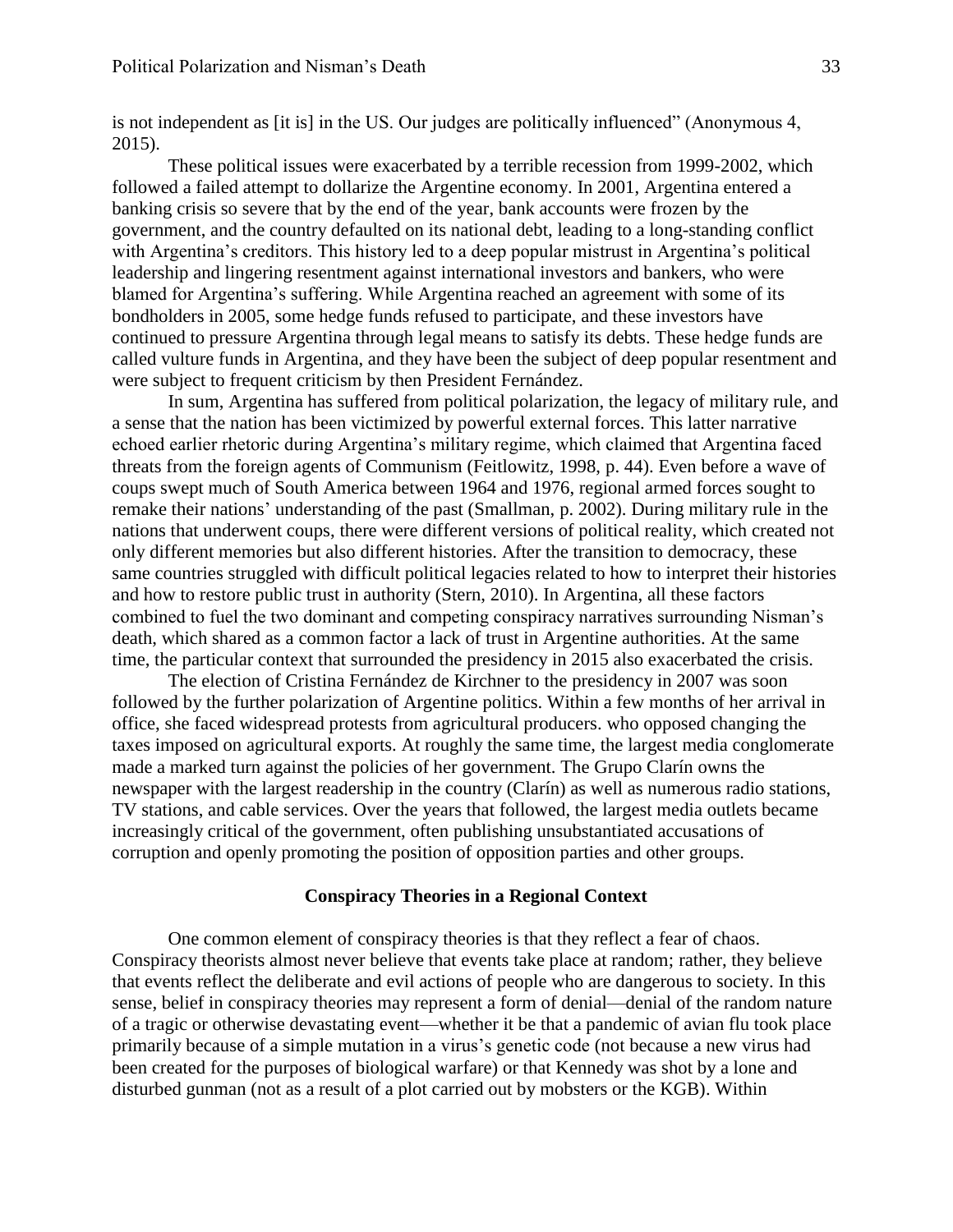is not independent as [it is] in the US. Our judges are politically influenced" (Anonymous 4, 2015).

These political issues were exacerbated by a terrible recession from 1999-2002, which followed a failed attempt to dollarize the Argentine economy. In 2001, Argentina entered a banking crisis so severe that by the end of the year, bank accounts were frozen by the government, and the country defaulted on its national debt, leading to a long-standing conflict with Argentina's creditors. This history led to a deep popular mistrust in Argentina's political leadership and lingering resentment against international investors and bankers, who were blamed for Argentina's suffering. While Argentina reached an agreement with some of its bondholders in 2005, some hedge funds refused to participate, and these investors have continued to pressure Argentina through legal means to satisfy its debts. These hedge funds are called vulture funds in Argentina, and they have been the subject of deep popular resentment and were subject to frequent criticism by then President Fernández.

In sum, Argentina has suffered from political polarization, the legacy of military rule, and a sense that the nation has been victimized by powerful external forces. This latter narrative echoed earlier rhetoric during Argentina's military regime, which claimed that Argentina faced threats from the foreign agents of Communism (Feitlowitz, 1998, p. 44). Even before a wave of coups swept much of South America between 1964 and 1976, regional armed forces sought to remake their nations' understanding of the past (Smallman, p. 2002). During military rule in the nations that underwent coups, there were different versions of political reality, which created not only different memories but also different histories. After the transition to democracy, these same countries struggled with difficult political legacies related to how to interpret their histories and how to restore public trust in authority (Stern, 2010). In Argentina, all these factors combined to fuel the two dominant and competing conspiracy narratives surrounding Nisman's death, which shared as a common factor a lack of trust in Argentine authorities. At the same time, the particular context that surrounded the presidency in 2015 also exacerbated the crisis.

The election of Cristina Fernández de Kirchner to the presidency in 2007 was soon followed by the further polarization of Argentine politics. Within a few months of her arrival in office, she faced widespread protests from agricultural producers. who opposed changing the taxes imposed on agricultural exports. At roughly the same time, the largest media conglomerate made a marked turn against the policies of her government. The Grupo Clarín owns the newspaper with the largest readership in the country (Clarín) as well as numerous radio stations, TV stations, and cable services. Over the years that followed, the largest media outlets became increasingly critical of the government, often publishing unsubstantiated accusations of corruption and openly promoting the position of opposition parties and other groups.

## Conspiracy Theories in a Regional Context

One common element of conspiracy theories is that they reflect a fear of chaos. Conspiracy theorists almost never believe that events take place at random; rather, they believe that events reflect the deliberate and evil actions of people who are dangerous to society. In this sense, belief in conspiracy theories may represent a form of denial—denial of the random nature of a tragic or otherwise devastating event—whether it be that a pandemic of avian flu took place primarily because of a simple mutation in a virus's genetic code (not because a new virus had been created for the purposes of biological warfare) or that Kennedy was shot by a lone and disturbed gunman (not as a result of a plot carried out by mobsters or the KGB). Within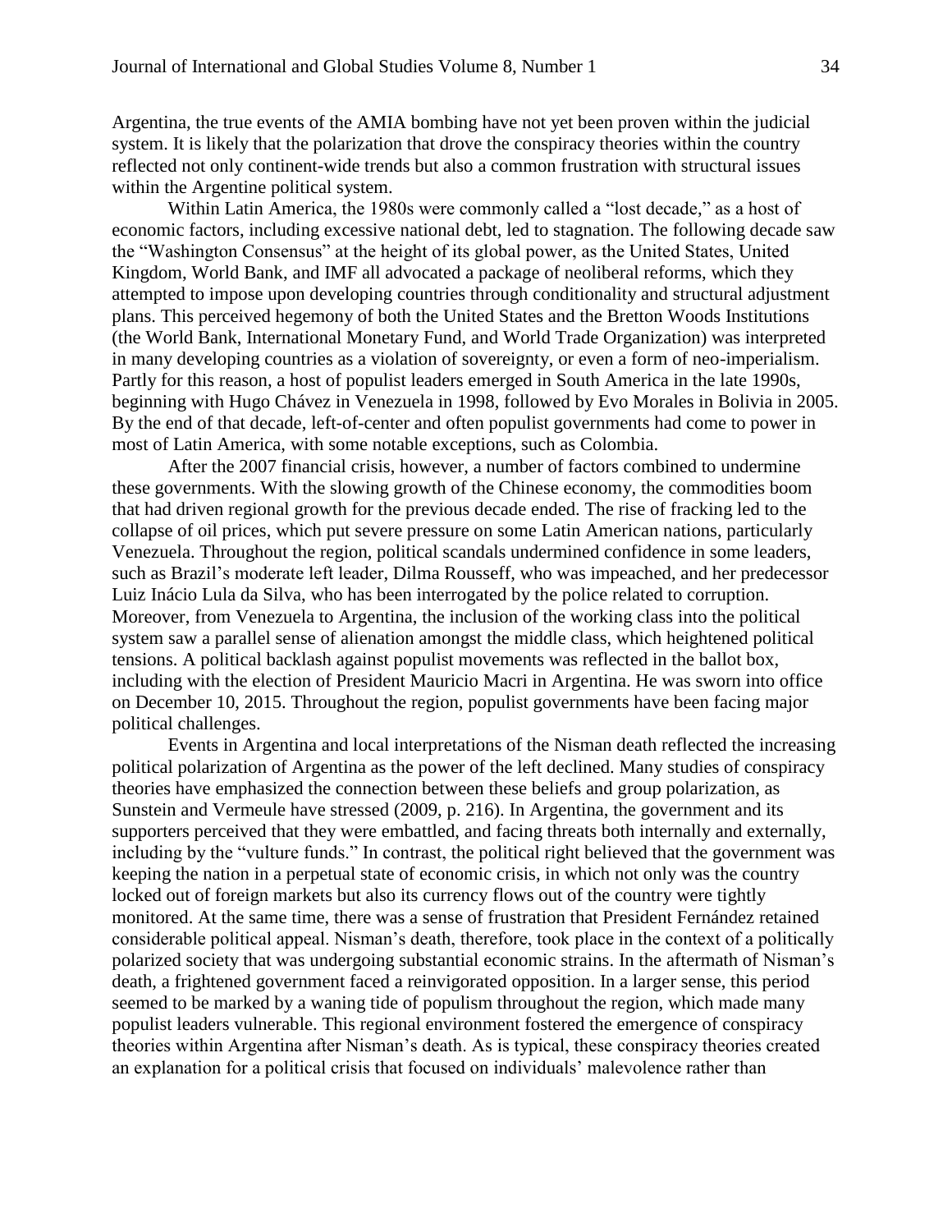Argentina, the true events of the AMIA bombing have not yet been proven within the judicial system. It is likely that the polarization that drove the conspiracy theories within the country reflected not only continent-wide trends but also a common frustration with structural issues within the Argentine political system.

Within Latin America, the 1980s were commonly called a "lost decade," as a host of economic factors, including excessive national debt, led to stagnation. The following decade saw the "Washington Consensus" at the height of its global power, as the United States, United Kingdom, World Bank, and IMF all advocated a package of neoliberal reforms, which they attempted to impose upon developing countries through conditionality and structural adjustment plans. This perceived hegemony of both the United States and the Bretton Woods Institutions (the World Bank, International Monetary Fund, and World Trade Organization) was interpreted in many developing countries as a violation of sovereignty, or even a form of neo-imperialism. Partly for this reason, a host of populist leaders emerged in South America in the late 1990s, beginning with Hugo Chávez in Venezuela in 1998, followed by Evo Morales in Bolivia in 2005. By the end of that decade, left-of-center and often populist governments had come to power in most of Latin America, with some notable exceptions, such as Colombia.

After the 2007 financial crisis, however, a number of factors combined to undermine these governments. With the slowing growth of the Chinese economy, the commodities boom that had driven regional growth for the previous decade ended. The rise of fracking led to the collapse of oil prices, which put severe pressure on some Latin American nations, particularly Venezuela. Throughout the region, political scandals undermined confidence in some leaders, such as Brazil's moderate left leader, Dilma Rousseff, who was impeached, and her predecessor Luiz Inácio Lula da Silva, who has been interrogated by the police related to corruption. Moreover, from Venezuela to Argentina, the inclusion of the working class into the political system saw a parallel sense of alienation amongst the middle class, which heightened political tensions. A political backlash against populist movements was reflected in the ballot box, including with the election of President Mauricio Macri in Argentina. He was sworn into office on December 10, 2015. Throughout the region, populist governments have been facing major political challenges.

Events in Argentina and local interpretations of the Nisman death reflected the increasing political polarization of Argentina as the power of the left declined. Many studies of conspiracy theories have emphasized the connection between these beliefs and group polarization, as Sunstein and Vermeule have stressed (2009, p. 216). In Argentina, the government and its supporters perceived that they were embattled, and facing threats both internally and externally, including by the "vulture funds." In contrast, the political right believed that the government was keeping the nation in a perpetual state of economic crisis, in which not only was the country locked out of foreign markets but also its currency flows out of the country were tightly monitored. At the same time, there was a sense of frustration that President Fernández retained considerable political appeal. Nisman's death, therefore, took place in the context of a politically polarized society that was undergoing substantial economic strains. In the aftermath of Nisman's death, a frightened government faced a reinvigorated opposition. In a larger sense, this period seemed to be marked by a waning tide of populism throughout the region, which made many populist leaders vulnerable. This regional environment fostered the emergence of conspiracy theories within Argentina after Nisman's death. As is typical, these conspiracy theories created an explanation for a political crisis that focused on individuals' malevolence rather than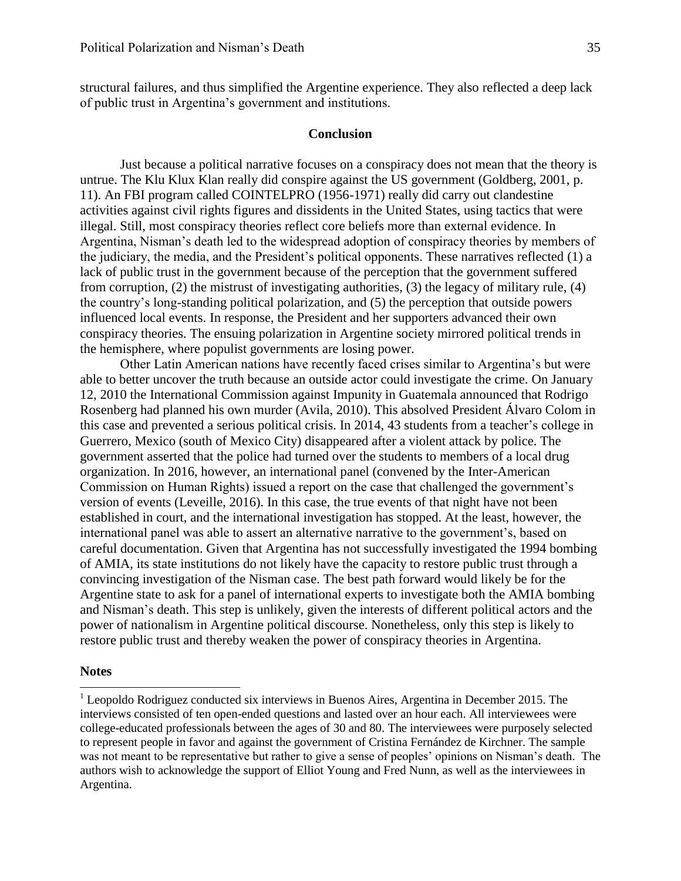structural failures, and thus simplified the Argentine experience. They also reflected a deep lack of public trust in Argentina's government and institutions.

## Conclusion

Just because a political narrative focuses on a conspiracy does not mean that the theory is untrue. The Klu Klux Klan really did conspire against the US government (Goldberg, 2001, p. 11). An FBI program called COINTELPRO (1956-1971) really did carry out clandestine activities against civil rights figures and dissidents in the United States, using tactics that were illegal. Still, most conspiracy theories reflect core beliefs more than external evidence. In Argentina, Nisman's death led to the widespread adoption of conspiracy theories by members of the judiciary, the media, and the President's political opponents. These narratives reflected (1) a lack of public trust in the government because of the perception that the government suffered from corruption, (2) the mistrust of investigating authorities, (3) the legacy of military rule, (4) the country's long-standing political polarization, and (5) the perception that outside powers influenced local events. In response, the President and her supporters advanced their own conspiracy theories. The ensuing polarization in Argentine society mirrored political trends in the hemisphere, where populist governments are losing power.

Other Latin American nations have recently faced crises similar to Argentina's but were able to better uncover the truth because an outside actor could investigate the crime. On January 12, 2010 the International Commission against Impunity in Guatemala announced that Rodrigo Rosenberg had planned his own murder (Avila, 2010). This absolved President Álvaro Colom in this case and prevented a serious political crisis. In 2014, 43 students from a teacher's college in Guerrero, Mexico (south of Mexico City) disappeared after a violent attack by police. The government asserted that the police had turned over the students to members of a local drug organization. In 2016, however, an international panel (convened by the Inter-American Commission on Human Rights) issued a report on the case that challenged the government's version of events (Leveille, 2016). In this case, the true events of that night have not been established in court, and the international investigation has stopped. At the least, however, the international panel was able to assert an alternative narrative to the government's, based on careful documentation. Given that Argentina has not successfully investigated the 1994 bombing of AMIA, its state institutions do not likely have the capacity to restore public trust through a convincing investigation of the Nisman case. The best path forward would likely be for the Argentine state to ask for a panel of international experts to investigate both the AMIA bombing and Nisman's death. This step is unlikely, given the interests of different political actors and the power of nationalism in Argentine political discourse. Nonetheless, only this step is likely to restore public trust and thereby weaken the power of conspiracy theories in Argentina.

**Notes**

[1] Leopoldo Rodriguez conducted six interviews in Buenos Aires, Argentina in December 2015. The interviews consisted of ten open-ended questions and lasted over an hour each. All interviewees were college-educated professionals between the ages of 30 and 80. The interviewees were purposely selected to represent people in favor and against the government of Cristina Fernández de Kirchner. The sample was not meant to be representative but rather to give a sense of peoples' opinions on Nisman's death. The authors wish to acknowledge the support of Elliot Young and Fred Nunn, as well as the interviewees in Argentina.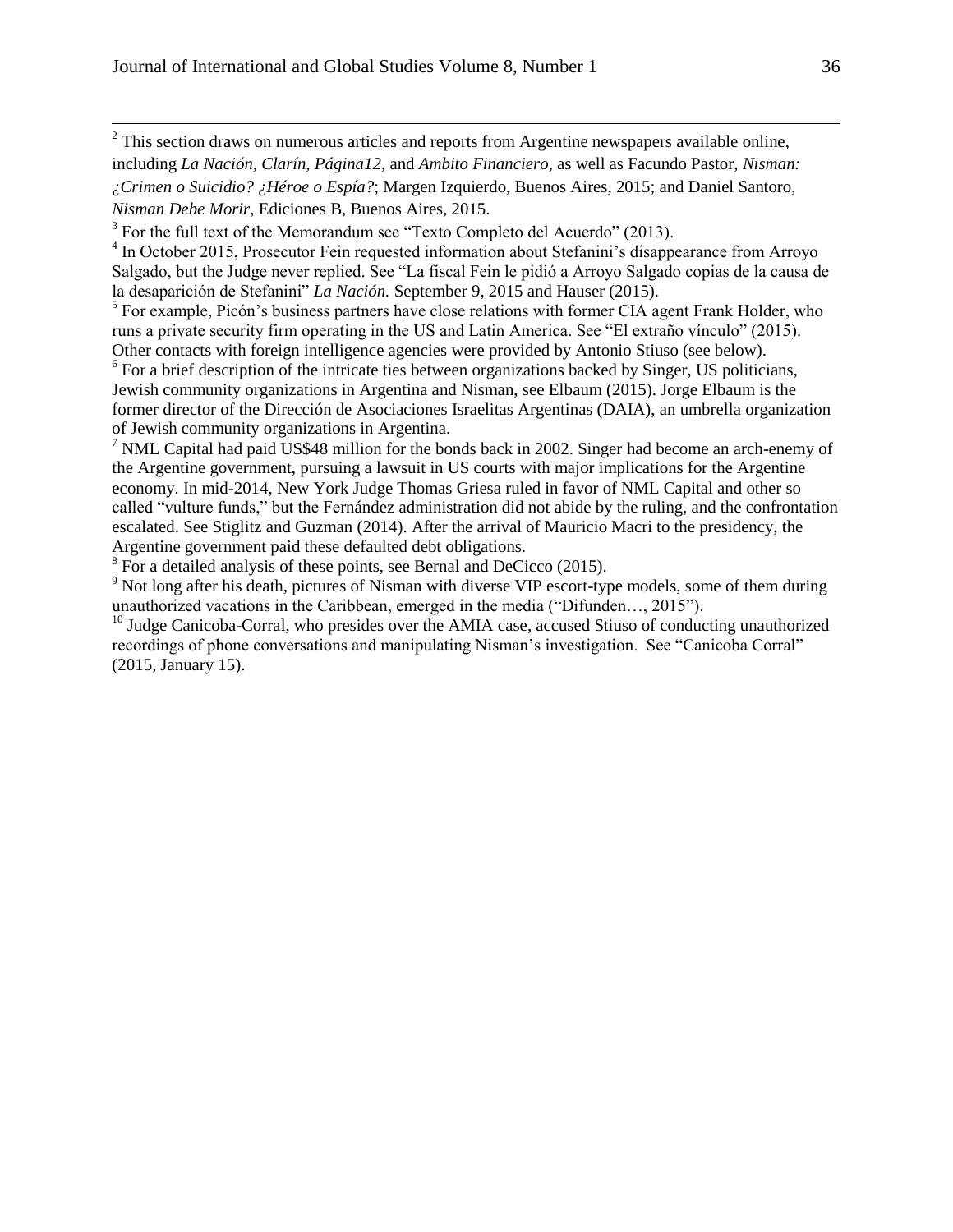[2] This section draws on numerous articles and reports from Argentine newspapers available online, including *La Nación, Clarín, Página12*, and *Ambito Financiero*, as well as Facundo Pastor, *Nisman: ¿Crimen o Suicidio? ¿Héroe o Espía?*; Margen Izquierdo, Buenos Aires, 2015; and Daniel Santoro, *Nisman Debe Morir*, Ediciones B, Buenos Aires, 2015.

[3] For the full text of the Memorandum see "Texto Completo del Acuerdo" (2013).

[4] In October 2015, Prosecutor Fein requested information about Stefanini's disappearance from Arroyo Salgado, but the Judge never replied. See "La fiscal Fein le pidió a Arroyo Salgado copias de la causa de la desaparición de Stefanini" *La Nación.* September 9, 2015 and Hauser (2015).

[5] For example, Picón's business partners have close relations with former CIA agent Frank Holder, who runs a private security firm operating in the US and Latin America. See "El extraño vínculo" (2015). Other contacts with foreign intelligence agencies were provided by Antonio Stiuso (see below).

[6] For a brief description of the intricate ties between organizations backed by Singer, US politicians, Jewish community organizations in Argentina and Nisman, see Elbaum (2015). Jorge Elbaum is the former director of the Dirección de Asociaciones Israelitas Argentinas (DAIA), an umbrella organization of Jewish community organizations in Argentina.

[7] NML Capital had paid US$48 million for the bonds back in 2002. Singer had become an arch-enemy of the Argentine government, pursuing a lawsuit in US courts with major implications for the Argentine economy. In mid-2014, New York Judge Thomas Griesa ruled in favor of NML Capital and other so called "vulture funds," but the Fernández administration did not abide by the ruling, and the confrontation escalated. See Stiglitz and Guzman (2014). After the arrival of Mauricio Macri to the presidency, the Argentine government paid these defaulted debt obligations.

[8] For a detailed analysis of these points, see Bernal and DeCicco (2015).

[9] Not long after his death, pictures of Nisman with diverse VIP escort-type models, some of them during unauthorized vacations in the Caribbean, emerged in the media ("Difunden…, 2015").

[10] Judge Canicoba-Corral, who presides over the AMIA case, accused Stiuso of conducting unauthorized recordings of phone conversations and manipulating Nisman's investigation. See "Canicoba Corral" (2015, January 15).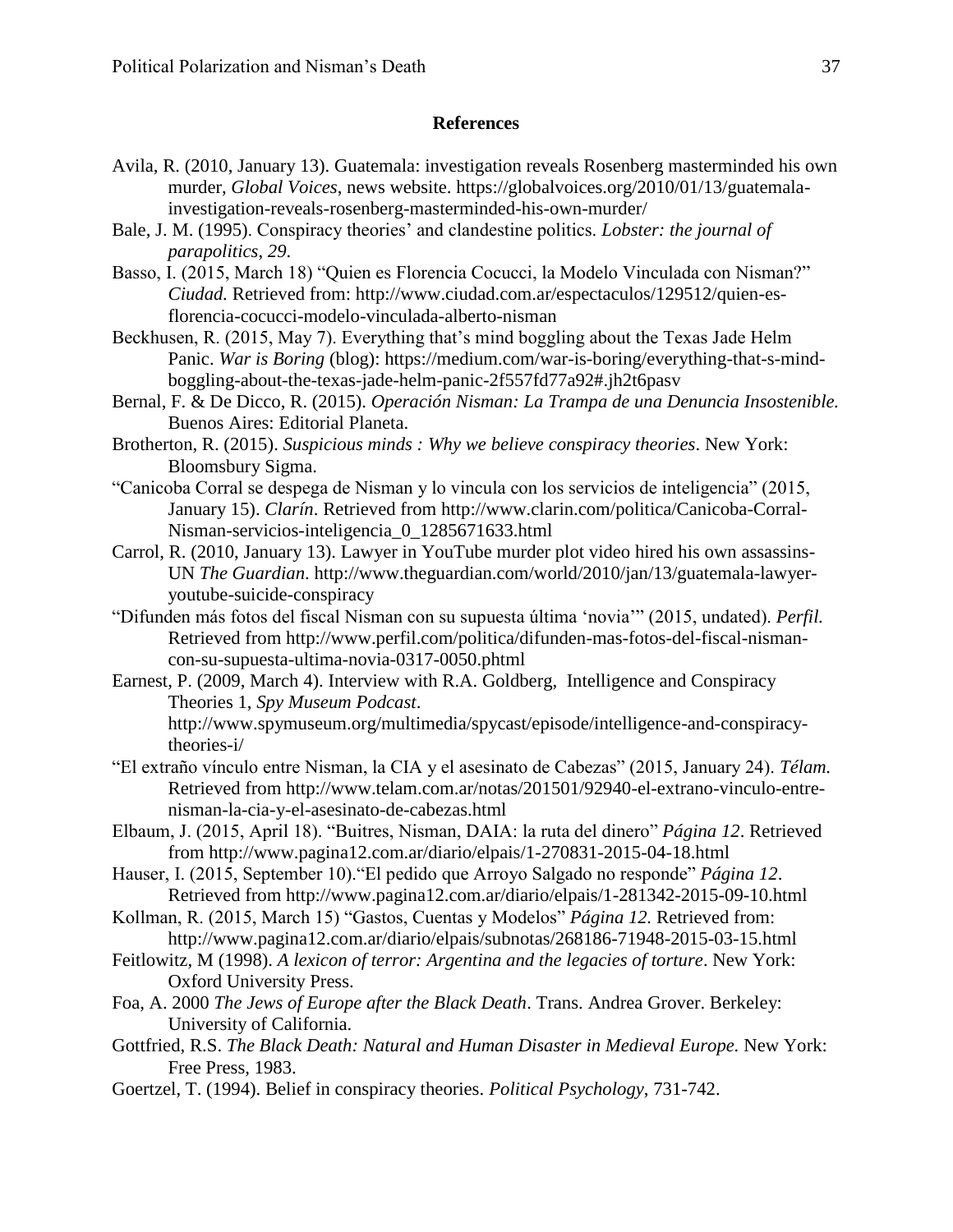## References

Avila, R. (2010, January 13). Guatemala: investigation reveals Rosenberg masterminded his own murder, *Global Voices*, news website. https://globalvoices.org/2010/01/13/guatemala-investigation-reveals-rosenberg-masterminded-his-own-murder/

Bale, J. M. (1995). Conspiracy theories' and clandestine politics. *Lobster: the journal of parapolitics*, *29*.

Basso, I. (2015, March 18) "Quien es Florencia Cocucci, la Modelo Vinculada con Nisman?" *Ciudad.* Retrieved from: http://www.ciudad.com.ar/espectaculos/129512/quien-es-florencia-cocucci-modelo-vinculada-alberto-nisman

Beckhusen, R. (2015, May 7). Everything that's mind boggling about the Texas Jade Helm Panic. *War is Boring* (blog): https://medium.com/war-is-boring/everything-that-s-mind-boggling-about-the-texas-jade-helm-panic-2f557fd77a92#.jh2t6pasv

Bernal, F. & De Dicco, R. (2015). *Operación Nisman: La Trampa de una Denuncia Insostenible.* Buenos Aires: Editorial Planeta.

Brotherton, R. (2015). *Suspicious minds : Why we believe conspiracy theories*. New York: Bloomsbury Sigma.

"Canicoba Corral se despega de Nisman y lo vincula con los servicios de inteligencia" (2015, January 15). *Clarín*. Retrieved from http://www.clarin.com/politica/Canicoba-Corral-Nisman-servicios-inteligencia_0_1285671633.html

Carrol, R. (2010, January 13). Lawyer in YouTube murder plot video hired his own assassins-UN *The Guardian*. http://www.theguardian.com/world/2010/jan/13/guatemala-lawyer-youtube-suicide-conspiracy

"Difunden más fotos del fiscal Nisman con su supuesta última 'novia'" (2015, undated). *Perfil.* Retrieved from http://www.perfil.com/politica/difunden-mas-fotos-del-fiscal-nisman-con-su-supuesta-ultima-novia-0317-0050.phtml

Earnest, P. (2009, March 4). Interview with R.A. Goldberg, Intelligence and Conspiracy Theories 1, *Spy Museum Podcast*. http://www.spymuseum.org/multimedia/spycast/episode/intelligence-and-conspiracy-theories-i/

"El extraño vínculo entre Nisman, la CIA y el asesinato de Cabezas" (2015, January 24). *Télam.* Retrieved from http://www.telam.com.ar/notas/201501/92940-el-extrano-vinculo-entre-nisman-la-cia-y-el-asesinato-de-cabezas.html

Elbaum, J. (2015, April 18). "Buitres, Nisman, DAIA: la ruta del dinero" *Página 12*. Retrieved from http://www.pagina12.com.ar/diario/elpais/1-270831-2015-04-18.html

Hauser, I. (2015, September 10)."El pedido que Arroyo Salgado no responde" *Página 12*. Retrieved from http://www.pagina12.com.ar/diario/elpais/1-281342-2015-09-10.html

Kollman, R. (2015, March 15) "Gastos, Cuentas y Modelos" *Página 12.* Retrieved from: http://www.pagina12.com.ar/diario/elpais/subnotas/268186-71948-2015-03-15.html

Feitlowitz, M (1998). *A lexicon of terror: Argentina and the legacies of torture*. New York: Oxford University Press.

Foa, A. 2000 *The Jews of Europe after the Black Death*. Trans. Andrea Grover. Berkeley: University of California.

Gottfried, R.S. *The Black Death: Natural and Human Disaster in Medieval Europe.* New York: Free Press, 1983.

Goertzel, T. (1994). Belief in conspiracy theories. *Political Psychology*, 731-742.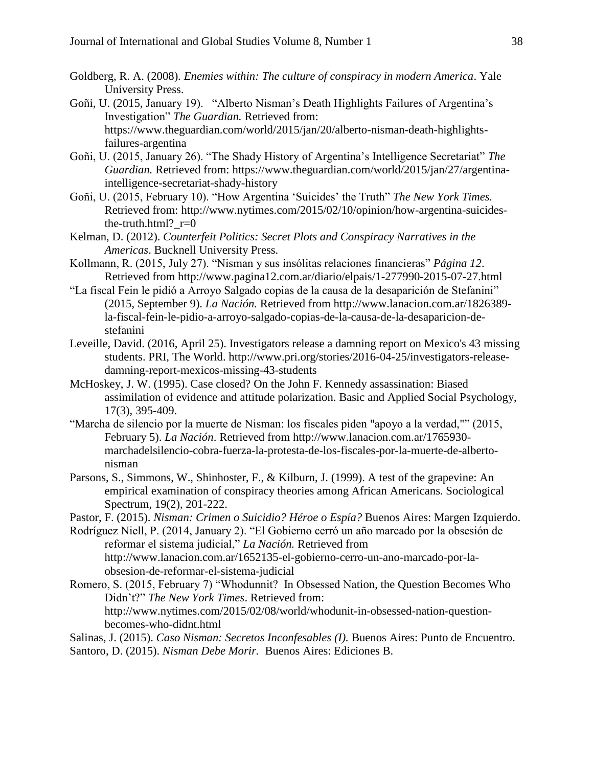Goldberg, R. A. (2008). *Enemies within: The culture of conspiracy in modern America*. Yale University Press.

Goñi, U. (2015, January 19). "Alberto Nisman's Death Highlights Failures of Argentina's Investigation" *The Guardian.* Retrieved from: https://www.theguardian.com/world/2015/jan/20/alberto-nisman-death-highlights-failures-argentina

Goñi, U. (2015, January 26). "The Shady History of Argentina's Intelligence Secretariat" *The Guardian.* Retrieved from: https://www.theguardian.com/world/2015/jan/27/argentina-intelligence-secretariat-shady-history

Goñi, U. (2015, February 10). "How Argentina 'Suicides' the Truth" *The New York Times.* Retrieved from: http://www.nytimes.com/2015/02/10/opinion/how-argentina-suicides-the-truth.html?_r=0

Kelman, D. (2012). *Counterfeit Politics: Secret Plots and Conspiracy Narratives in the Americas*. Bucknell University Press.

Kollmann, R. (2015, July 27). "Nisman y sus insólitas relaciones financieras" *Página 12*. Retrieved from http://www.pagina12.com.ar/diario/elpais/1-277990-2015-07-27.html

"La fiscal Fein le pidió a Arroyo Salgado copias de la causa de la desaparición de Stefanini" (2015, September 9). *La Nación.* Retrieved from http://www.lanacion.com.ar/1826389-la-fiscal-fein-le-pidio-a-arroyo-salgado-copias-de-la-causa-de-la-desaparicion-de-stefanini

Leveille, David. (2016, April 25). Investigators release a damning report on Mexico's 43 missing students. PRI, The World. http://www.pri.org/stories/2016-04-25/investigators-release-damning-report-mexicos-missing-43-students

McHoskey, J. W. (1995). Case closed? On the John F. Kennedy assassination: Biased assimilation of evidence and attitude polarization. Basic and Applied Social Psychology, 17(3), 395-409.

"Marcha de silencio por la muerte de Nisman: los fiscales piden "apoyo a la verdad,"" (2015, February 5). *La Nación*. Retrieved from http://www.lanacion.com.ar/1765930-marchadelsilencio-cobra-fuerza-la-protesta-de-los-fiscales-por-la-muerte-de-alberto-nisman

Parsons, S., Simmons, W., Shinhoster, F., & Kilburn, J. (1999). A test of the grapevine: An empirical examination of conspiracy theories among African Americans. Sociological Spectrum, 19(2), 201-222.

Pastor, F. (2015). *Nisman: Crimen o Suicidio? Héroe o Espía?* Buenos Aires: Margen Izquierdo.

Rodríguez Niell, P. (2014, January 2). "El Gobierno cerró un año marcado por la obsesión de reformar el sistema judicial," *La Nación.* Retrieved from http://www.lanacion.com.ar/1652135-el-gobierno-cerro-un-ano-marcado-por-la-obsesion-de-reformar-el-sistema-judicial

Romero, S. (2015, February 7) "Whodunnit? In Obsessed Nation, the Question Becomes Who Didn't?" *The New York Times*. Retrieved from: http://www.nytimes.com/2015/02/08/world/whodunit-in-obsessed-nation-question-becomes-who-didnt.html

Salinas, J. (2015). *Caso Nisman: Secretos Inconfesables (I).* Buenos Aires: Punto de Encuentro.

Santoro, D. (2015). *Nisman Debe Morir.* Buenos Aires: Ediciones B.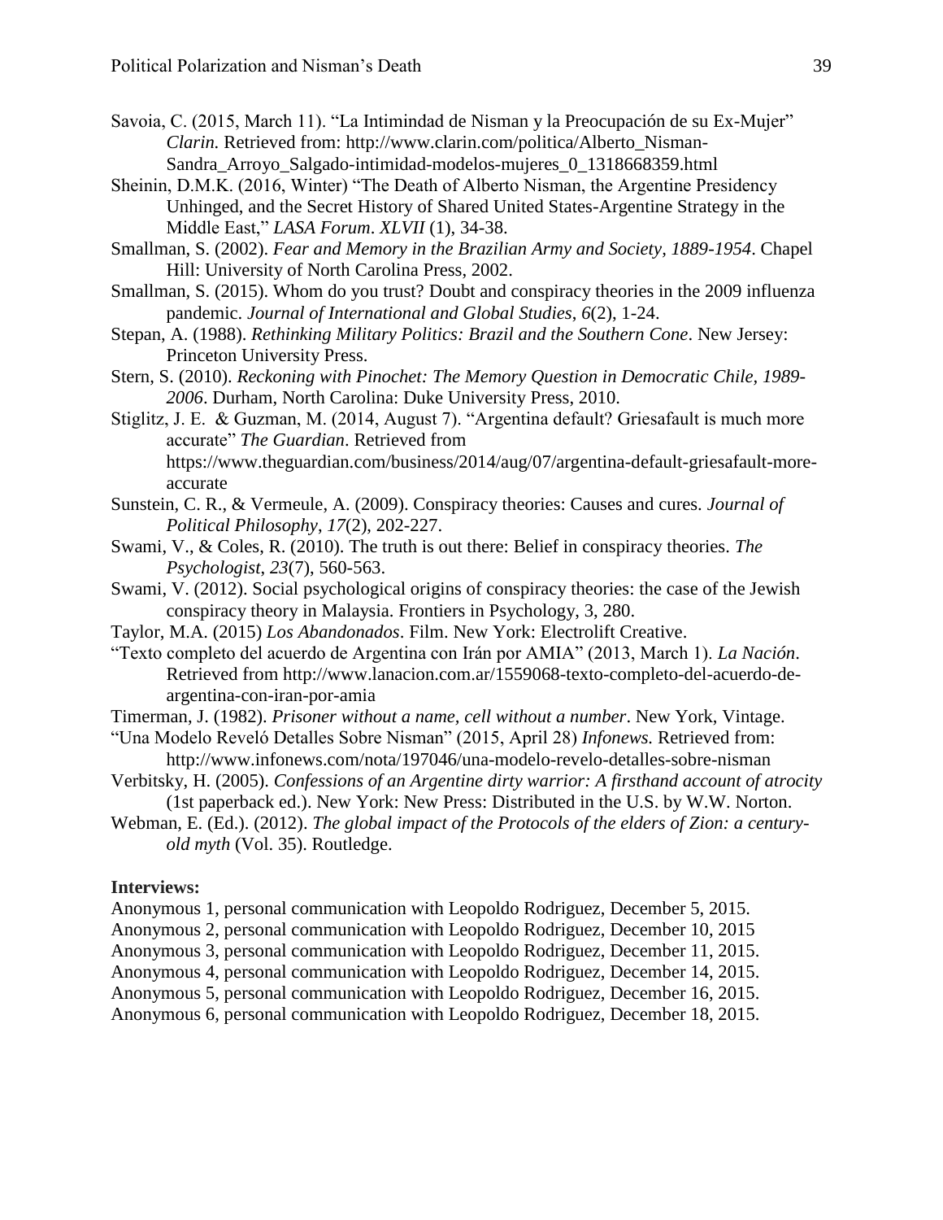Savoia, C. (2015, March 11). "La Intimindad de Nisman y la Preocupación de su Ex-Mujer" *Clarin.* Retrieved from: http://www.clarin.com/politica/Alberto_Nisman-Sandra_Arroyo_Salgado-intimidad-modelos-mujeres_0_1318668359.html

Sheinin, D.M.K. (2016, Winter) "The Death of Alberto Nisman, the Argentine Presidency Unhinged, and the Secret History of Shared United States-Argentine Strategy in the Middle East," *LASA Forum*. *XLVII* (1), 34-38.

Smallman, S. (2002). *Fear and Memory in the Brazilian Army and Society, 1889-1954*. Chapel Hill: University of North Carolina Press, 2002.

Smallman, S. (2015). Whom do you trust? Doubt and conspiracy theories in the 2009 influenza pandemic. *Journal of International and Global Studies*, *6*(2), 1-24.

Stepan, A. (1988). *Rethinking Military Politics: Brazil and the Southern Cone*. New Jersey: Princeton University Press.

Stern, S. (2010). *Reckoning with Pinochet: The Memory Question in Democratic Chile, 1989-2006*. Durham, North Carolina: Duke University Press, 2010.

Stiglitz, J. E. & Guzman, M. (2014, August 7). "Argentina default? Griesafault is much more accurate" *The Guardian*. Retrieved from https://www.theguardian.com/business/2014/aug/07/argentina-default-griesafault-more-accurate

Sunstein, C. R., & Vermeule, A. (2009). Conspiracy theories: Causes and cures. *Journal of Political Philosophy*, *17*(2), 202-227.

Swami, V., & Coles, R. (2010). The truth is out there: Belief in conspiracy theories. *The Psychologist*, *23*(7), 560-563.

Swami, V. (2012). Social psychological origins of conspiracy theories: the case of the Jewish conspiracy theory in Malaysia. Frontiers in Psychology, 3, 280.

Taylor, M.A. (2015) *Los Abandonados*. Film. New York: Electrolift Creative.

"Texto completo del acuerdo de Argentina con Irán por AMIA" (2013, March 1). *La Nación*. Retrieved from http://www.lanacion.com.ar/1559068-texto-completo-del-acuerdo-de-argentina-con-iran-por-amia

Timerman, J. (1982). *Prisoner without a name, cell without a number*. New York, Vintage.

"Una Modelo Reveló Detalles Sobre Nisman" (2015, April 28) *Infonews.* Retrieved from: http://www.infonews.com/nota/197046/una-modelo-revelo-detalles-sobre-nisman

Verbitsky, H. (2005). *Confessions of an Argentine dirty warrior: A firsthand account of atrocity* (1st paperback ed.). New York: New Press: Distributed in the U.S. by W.W. Norton.

Webman, E. (Ed.). (2012). *The global impact of the Protocols of the elders of Zion: a century-old myth* (Vol. 35). Routledge.

**Interviews:**

Anonymous 1, personal communication with Leopoldo Rodriguez, December 5, 2015.
Anonymous 2, personal communication with Leopoldo Rodriguez, December 10, 2015
Anonymous 3, personal communication with Leopoldo Rodriguez, December 11, 2015.
Anonymous 4, personal communication with Leopoldo Rodriguez, December 14, 2015.
Anonymous 5, personal communication with Leopoldo Rodriguez, December 16, 2015.
Anonymous 6, personal communication with Leopoldo Rodriguez, December 18, 2015.